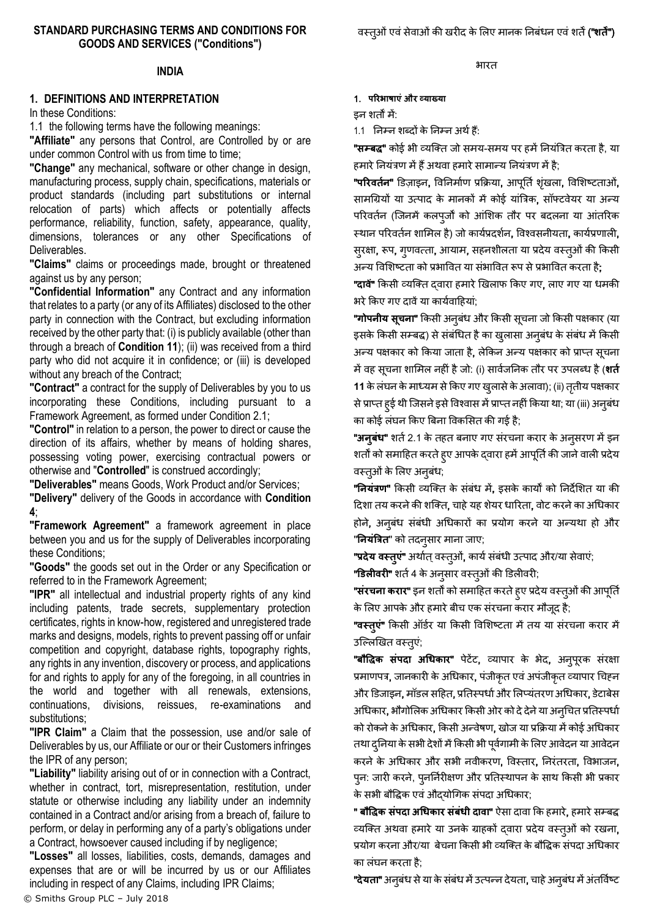# STANDARD PURCHASING TERMS AND CONDITIONS FOR GOODS AND SERVICES ("Conditions")

## INDIA

### 1. DEFINITIONS AND INTERPRETATION

In these Conditions:

1.1 the following terms have the following meanings:

**"Affiliate"** any persons that Control, are Controlled by or are under common Control with us from time to time;

**"Change"** any mechanical, software or other change in design, manufacturing process, supply chain, specifications, materials or product standards (including part substitutions or internal relocation of parts) which affects or potentially affects performance, reliability, function, safety, appearance, quality, dimensions, tolerances or any other Specifications of Deliverables.

**"Claims"** claims or proceedings made, brought or threatened against us by any person;

**"Confidential Information"** any Contract and any information that relates to a party (or any of its Affiliates) disclosed to the other party in connection with the Contract, but excluding information received by the other party that: (i) is publicly available (other than through a breach of **Condition 11**); (ii) was received from a third party who did not acquire it in confidence; or (iii) is developed without any breach of the Contract;

**"Contract"** a contract for the supply of Deliverables by you to us incorporating these Conditions, including pursuant to a Framework Agreement, as formed under Condition 2.1;

**"Control"** in relation to a person, the power to direct or cause the direction of its affairs, whether by means of holding shares, possessing voting power, exercising contractual powers or otherwise and "**Controlled**" is construed accordingly;

**"Deliverables"** means Goods, Work Product and/or Services;

**"Delivery"** delivery of the Goods in accordance with **Condition 4**;

**"Framework Agreement"** a framework agreement in place between you and us for the supply of Deliverables incorporating these Conditions;

**"Goods"** the goods set out in the Order or any Specification or referred to in the Framework Agreement;

**"IPR"** all intellectual and industrial property rights of any kind including patents, trade secrets, supplementary protection certificates, rights in know-how, registered and unregistered trade marks and designs, models, rights to prevent passing off or unfair competition and copyright, database rights, topography rights, any rights in any invention, discovery or process, and applications for and rights to apply for any of the foregoing, in all countries in the world and together with all renewals, extensions, continuations, divisions, reissues, re-examinations and substitutions;

**"IPR Claim"** a Claim that the possession, use and/or sale of Deliverables by us, our Affiliate or our or their Customers infringes the IPR of any person;

**"Liability"** liability arising out of or in connection with a Contract, whether in contract, tort, misrepresentation, restitution, under statute or otherwise including any liability under an indemnity contained in a Contract and/or arising from a breach of, failure to perform, or delay in performing any of a party's obligations under a Contract, howsoever caused including if by negligence;

**"Losses"** all losses, liabilities, costs, demands, damages and expenses that are or will be incurred by us or our Affiliates including in respect of any Claims, including IPR Claims;

© Smiths Group PLC – July 2018

# वस्तुओं एवं सेवाओं की खरीद के लिए मानक निबंधन एवं शर्तें ("शर्तें")

## भारत

### 1. परिभाषाएं और व्याख्या

इन शर्तों में:

1.1 निम्न शब्दों के निम्न अर्थ हैं:

**"सम्बद्ध"** कोई भी व्यक्ति जो समय-समय पर हमें नियंत्रित करता है, या हमारे नियंत्रण में हैं अथवा हमारे सामान्य नियंत्रण में है;

**"परिवर्तन"** डिज़ाइन, विनिर्माण प्रक्रिया, आपूर्ति शृंखला, विशिष्टताओं, सामग्रियों या उत्पाद के मानकों में कोई यांत्रिक, सॉफ्टवेयर या अन्य परिवर्तन (जिनमें कलपुर्जों को आंशिक तौर पर बदलना या आंतरिक स्थान परिवर्तन शामिल है) जो कार्यप्रदर्शन, विश्वसनीयता, कार्यप्रणाली, सुरक्षा, रूप, गुणवत्ता, आयाम, सहनशीलता या प्रदेय वस्तुओं की किसी अन्य विशिष्टता को प्रभावित या संभावित रूप से प्रभावित करता है;

**"दावें"** किसी व्यक्ति द्वारा हमारे खिलाफ किए गए, लाए गए या धमकी भरे किए गए दावें या कार्यवाहियां;

**"गोपनीय सूचना"** किसी अनुबंध और किसी सूचना जो किसी पक्षकार (या इसके किसी सम्बद्ध) से संबंधित है का खुलासा अनुबंध के संबंध में किसी अन्य पक्षकार को किया जाता है, लेकिन अन्य पक्षकार को प्राप्त सूचना में वह सूचना शामिल नहीं है जो: (i) सार्वजनिक तौर पर उपलब्ध है (**शर्त 11** के लंघन के माध्यम से किए गए खुलासे के अलावा); (ii) तृतीय पक्षकार से प्राप्त हुई थी जिसने इसे विश्वास में प्राप्त नहीं किया था; या (iii) अनुबंध का कोई लंघन किए बिना विकसित की गई है;

**"अनुबंध"** शर्त 2.1 के तहत बनाए गए संरचना करार के अनुसरण में इन शर्तों को समाहित करते हुए आपके द्वारा हमें आपूर्ति की जाने वाली प्रदेय वस्तुओं के लिए अनुबंध;

**"नियंत्रण"** किसी व्यक्ति के संबंध में, इसके कार्यों को निर्देशित या की दिशा तय करने की शक्ति, चाहे यह शेयर धारिता, वोट करने का अधिकार होने, अनुबंध संबंधी अधिकारों का प्रयोग करने या अन्यथा हो और "**नियंत्रित**" को तदनुसार माना जाए;

**"प्रदेय वस्तुएं"** अर्थात् वस्तुओं, कार्य संबंधी उत्पाद और/या सेवाएं;

**"डिलीवरी"** शर्त 4 के अनुसार वस्तुओं की डिलीवरी;

**"संरचना करार"** इन शर्तों को समाहित करते हुए प्रदेय वस्तुओं की आपूर्ति के लिए आपके और हमारे बीच एक संरचना करार मौजूद है;

**"वस्तुएं"** किसी ऑर्डर या किसी विशिष्टता में तय या संरचना करार में उल्लिखित वस्तुएं;

**"बौद्धिक संपदा अधिकार"** पेटेंट, व्यापार के भेद, अनुपूरक संरक्षा प्रमाणपत्र, जानकारी के अधिकार, पंजीकृत एवं अपंजीकृत व्यापार चिह्न और डिजाइन, मॉडल सहित, प्रतिस्पर्धा और लिप्यंतरण अधिकार, डेटाबेस अधिकार, भौगोलिक अधिकार किसी ओर को दे देने या अनुचित प्रतिस्पर्धा को रोकने के अधिकार, किसी अन्वेषण, खोज या प्रक्रिया में कोई अधिकार तथा दुनिया के सभी देशों में किसी भी पूर्वगामी के लिए आवेदन या आवेदन करने के अधिकार और सभी नवीकरण, विस्तार, निरंतरता, विभाजन, पुन: जारी करने, पुनर्निरीक्षण और प्रतिस्थापन के साथ किसी भी प्रकार के सभी बौद्धिक एवं औद्योगिक संपदा अधिकार;

**" बौद्धिक संपदा अधिकार संबंधी दावा"** ऐसा दावा कि हमारे, हमारे सम्बद्ध व्यक्ति अथवा हमारे या उनके ग्राहकों द्वारा प्रदेय वस्तुओं को रखना, प्रयोग करना और/या बेचना किसी भी व्यक्ति के बौद्धिक संपदा अधिकार का लंघन करता है;

**"देयता"** अनुबंध से या के संबंध में उत्पन्न देयता, चाहे अनुबंध में अंतर्विष्ट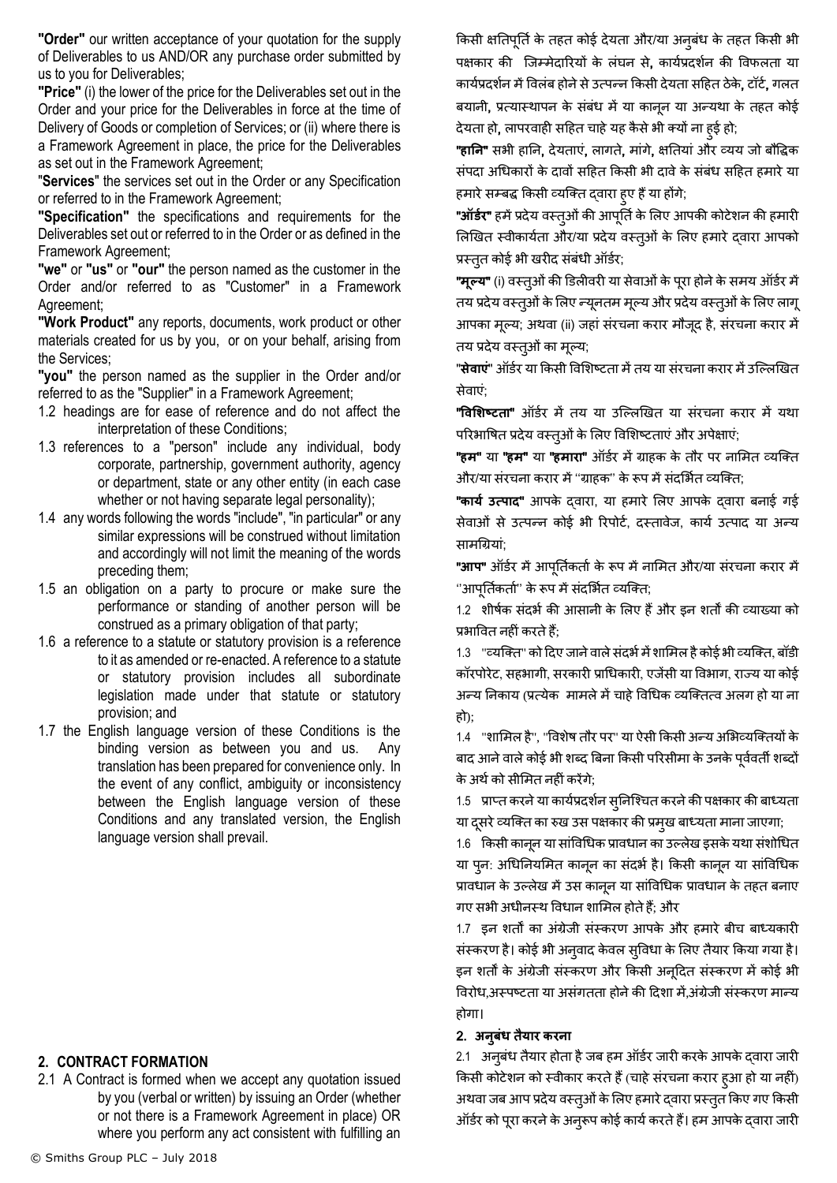**"Order"** our written acceptance of your quotation for the supply of Deliverables to us AND/OR any purchase order submitted by us to you for Deliverables;

**"Price"** (i) the lower of the price for the Deliverables set out in the Order and your price for the Deliverables in force at the time of Delivery of Goods or completion of Services; or (ii) where there is a Framework Agreement in place, the price for the Deliverables as set out in the Framework Agreement;

"**Services**" the services set out in the Order or any Specification or referred to in the Framework Agreement;

**"Specification"** the specifications and requirements for the Deliverables set out or referred to in the Order or as defined in the Framework Agreement;

**"we"** or **"us"** or **"our"** the person named as the customer in the Order and/or referred to as "Customer" in a Framework Agreement;

**"Work Product"** any reports, documents, work product or other materials created for us by you, or on your behalf, arising from the Services;

**"you"** the person named as the supplier in the Order and/or referred to as the "Supplier" in a Framework Agreement;

1.2 headings are for ease of reference and do not affect the interpretation of these Conditions;

1.3 references to a "person" include any individual, body corporate, partnership, government authority, agency or department, state or any other entity (in each case whether or not having separate legal personality);

1.4 any words following the words "include", "in particular" or any similar expressions will be construed without limitation and accordingly will not limit the meaning of the words preceding them;

1.5 an obligation on a party to procure or make sure the performance or standing of another person will be construed as a primary obligation of that party;

1.6 a reference to a statute or statutory provision is a reference to it as amended or re-enacted. A reference to a statute or statutory provision includes all subordinate legislation made under that statute or statutory provision; and

1.7 the English language version of these Conditions is the binding version as between you and us. Any translation has been prepared for convenience only. In the event of any conflict, ambiguity or inconsistency between the English language version of these Conditions and any translated version, the English language version shall prevail.

## 2. CONTRACT FORMATION

2.1 A Contract is formed when we accept any quotation issued by you (verbal or written) by issuing an Order (whether or not there is a Framework Agreement in place) OR where you perform any act consistent with fulfilling an

किसी क्षतिपूर्ति के तहत कोई देयता और/या अनुबंध के तहत किसी भी पक्षकार की जिम्मेदारियों के लंघन से, कार्यप्रदर्शन की विफलता या कार्यप्रदर्शन में विलंब होने से उत्पन्न किसी देयता सहित ठेके, टॉर्ट, गलत बयानी, प्रत्यास्थापन के संबंध में या कानून या अन्यथा के तहत कोई देयता हो, लापरवाही सहित चाहे यह कैसे भी क्यों ना हुई हो;

**"हानि"** सभी हानि, देयताएं, लागतें, मांगे, क्षतियां और व्यय जो बौद्धिक संपदा अधिकारों के दावों सहित किसी भी दावे के संबंध सहित हमारे या हमारे सम्बद्ध किसी व्यक्ति द्वारा हुए हैं या होंगे;

**"ऑर्डर"** हमें प्रदेय वस्तुओं की आपूर्ति के लिए आपकी कोटेशन की हमारी लिखित स्वीकार्यता और/या प्रदेय वस्तुओं के लिए हमारे द्वारा आपको प्रस्तुत कोई भी खरीद संबंधी ऑर्डर;

**"मूल्य"** (i) वस्तुओं की डिलीवरी या सेवाओं के पूरा होने के समय ऑर्डर में तय प्रदेय वस्तुओं के लिए न्यूनतम मूल्य और प्रदेय वस्तुओं के लिए लागू आपका मूल्य; अथवा (ii) जहां संरचना करार मौजूद है, संरचना करार में तय प्रदेय वस्तुओं का मूल्य;

"**सेवाएं**" ऑर्डर या किसी विशिष्टता में तय या संरचना करार में उल्लिखित सेवाएं;

**"विशिष्टता"** ऑर्डर में तय या उल्लिखित या संरचना करार में यथा परिभाषित प्रदेय वस्तुओं के लिए विशिष्टताएं और अपेक्षाएं;

**"हम"** या **"हम"** या **"हमारा"** ऑर्डर में ग्राहक के तौर पर नामित व्यक्ति और/या संरचना करार में "ग्राहक" के रूप में संदर्भित व्यक्ति;

**"कार्य उत्पाद"** आपके द्वारा, या हमारे लिए आपके द्वारा बनाई गई सेवाओं से उत्पन्न कोई भी रिपोर्ट, दस्तावेज, कार्य उत्पाद या अन्य सामग्रियां;

**"आप"** ऑर्डर में आपूर्तिकर्ता के रूप में नामित और/या संरचना करार में "आपूर्तिकर्ता" के रूप में संदर्भित व्यक्ति;

1.2 शीर्षक संदर्भ की आसानी के लिए हैं और इन शर्तों की व्याख्या को प्रभावित नहीं करते हैं;

1.3 "व्यक्ति" को दिए जाने वाले संदर्भ में शामिल है कोई भी व्यक्ति, बॉडी कॉरपोरेट, सहभागी, सरकारी प्राधिकारी, एजेंसी या विभाग, राज्य या कोई अन्य निकाय (प्रत्येक मामले में चाहे विधिक व्यक्तित्व अलग हो या ना हो);

1.4 "शामिल है", "विशेष तौर पर" या ऐसी किसी अन्य अभिव्यक्तियों के बाद आने वाले कोई भी शब्द बिना किसी परिसीमा के उनके पूर्ववर्ती शब्दों के अर्थ को सीमित नहीं करेंगे;

1.5 प्राप्त करने या कार्यप्रदर्शन सुनिश्चित करने की पक्षकार की बाध्यता या दूसरे व्यक्ति का रुख उस पक्षकार की प्रमुख बाध्यता माना जाएगा;

1.6 किसी कानून या सांविधिक प्रावधान का उल्लेख इसके यथा संशोधित या पुन: अधिनियमित कानून का संदर्भ है। किसी कानून या सांविधिक प्रावधान के उल्लेख में उस कानून या सांविधिक प्रावधान के तहत बनाए गए सभी अधीनस्थ विधान शामिल होते हैं; और

1.7 इन शर्तों का अंग्रेजी संस्करण आपके और हमारे बीच बाध्यकारी संस्करण है। कोई भी अनुवाद केवल सुविधा के लिए तैयार किया गया है। इन शर्तों के अंग्रेजी संस्करण और किसी अनूदित संस्करण में कोई भी विरोध,अस्पष्टता या असंगतता होने की दिशा में,अंग्रेजी संस्करण मान्य होगा।

## 2. अनुबंध तैयार करना

2.1 अनुबंध तैयार होता है जब हम ऑर्डर जारी करके आपके द्वारा जारी किसी कोटेशन को स्वीकार करते हैं (चाहे संरचना करार हुआ हो या नहीं) अथवा जब आप प्रदेय वस्तुओं के लिए हमारे द्वारा प्रस्तुत किए गए किसी ऑर्डर को पूरा करने के अनुरूप कोई कार्य करते हैं। हम आपके द्वारा जारी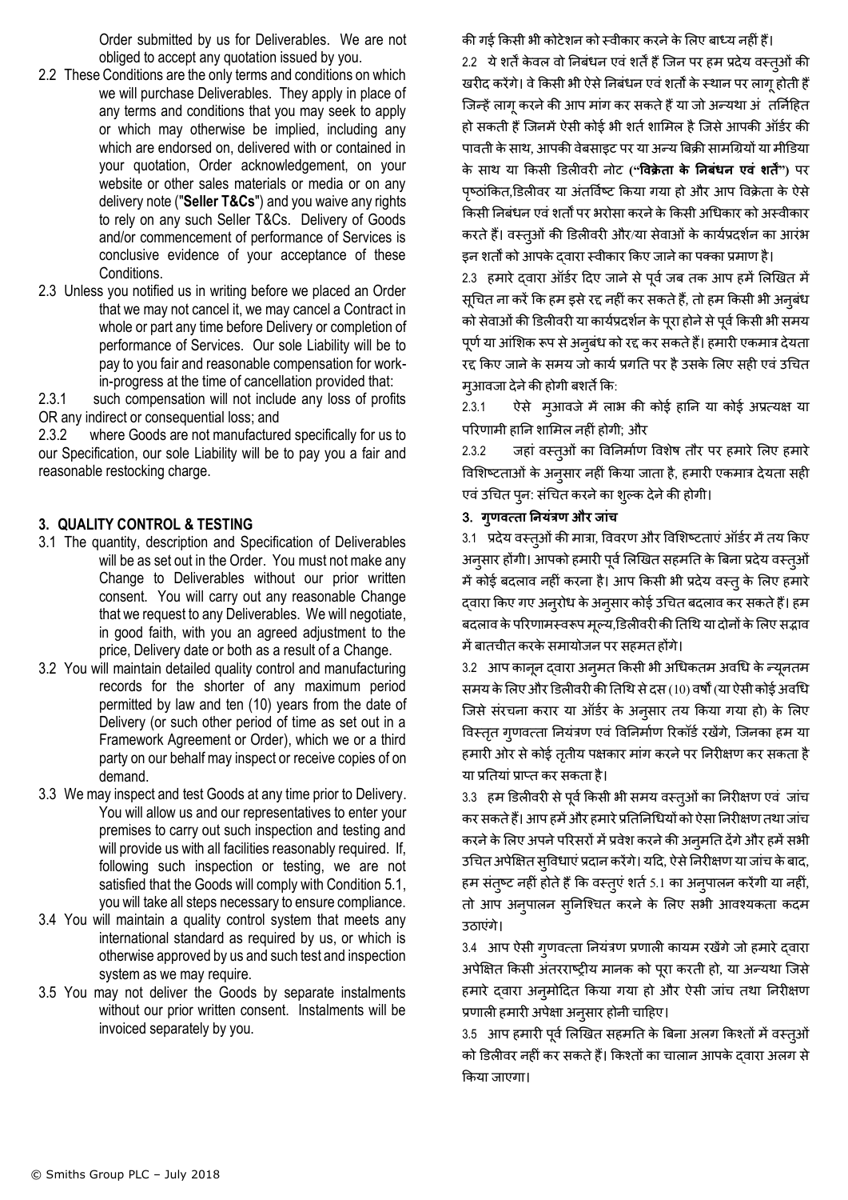Order submitted by us for Deliverables. We are not obliged to accept any quotation issued by you.

2.2 These Conditions are the only terms and conditions on which we will purchase Deliverables. They apply in place of any terms and conditions that you may seek to apply or which may otherwise be implied, including any which are endorsed on, delivered with or contained in your quotation, Order acknowledgement, on your website or other sales materials or media or on any delivery note ("**Seller T&Cs**") and you waive any rights to rely on any such Seller T&Cs. Delivery of Goods and/or commencement of performance of Services is conclusive evidence of your acceptance of these Conditions.

2.3 Unless you notified us in writing before we placed an Order that we may not cancel it, we may cancel a Contract in whole or part any time before Delivery or completion of performance of Services. Our sole Liability will be to pay to you fair and reasonable compensation for work-in-progress at the time of cancellation provided that:

2.3.1 such compensation will not include any loss of profits OR any indirect or consequential loss; and

2.3.2 where Goods are not manufactured specifically for us to our Specification, our sole Liability will be to pay you a fair and reasonable restocking charge.

### 3. QUALITY CONTROL & TESTING

3.1 The quantity, description and Specification of Deliverables will be as set out in the Order. You must not make any Change to Deliverables without our prior written consent. You will carry out any reasonable Change that we request to any Deliverables. We will negotiate, in good faith, with you an agreed adjustment to the price, Delivery date or both as a result of a Change.

3.2 You will maintain detailed quality control and manufacturing records for the shorter of any maximum period permitted by law and ten (10) years from the date of Delivery (or such other period of time as set out in a Framework Agreement or Order), which we or a third party on our behalf may inspect or receive copies of on demand.

3.3 We may inspect and test Goods at any time prior to Delivery. You will allow us and our representatives to enter your premises to carry out such inspection and testing and will provide us with all facilities reasonably required. If, following such inspection or testing, we are not satisfied that the Goods will comply with Condition 5.1, you will take all steps necessary to ensure compliance.

3.4 You will maintain a quality control system that meets any international standard as required by us, or which is otherwise approved by us and such test and inspection system as we may require.

3.5 You may not deliver the Goods by separate instalments without our prior written consent. Instalments will be invoiced separately by you.

की गई किसी भी कोटेशन को स्वीकार करने के लिए बाध्य नहीं हैं।

2.2 ये शर्तें केवल वो निबंधन एवं शर्तें हैं जिन पर हम प्रदेय वस्तुओं की खरीद करेंगे। वे किसी भी ऐसे निबंधन एवं शर्तों के स्थान पर लागू होती हैं जिन्हें लागू करने की आप मांग कर सकते हैं या जो अन्यथा अंतर्निहित हो सकती हैं जिनमें ऐसी कोई भी शर्त शामिल है जिसे आपकी ऑर्डर की पावती के साथ, आपकी वेबसाइट पर या अन्य बिक्री सामग्रियों या मीडिया के साथ या किसी डिलीवरी नोट (**"विक्रेता के निबंधन एवं शर्तें"**) पर पृष्ठांकित,डिलीवर या अंतर्विष्ट किया गया हो और आप विक्रेता के ऐसे किसी निबंधन एवं शर्तों पर भरोसा करने के किसी अधिकार को अस्वीकार करते हैं। वस्तुओं की डिलीवरी और/या सेवाओं के कार्यप्रदर्शन का आरंभ इन शर्तों को आपके द्वारा स्वीकार किए जाने का पक्का प्रमाण है।

2.3 हमारे द्वारा ऑर्डर दिए जाने से पूर्व जब तक आप हमें लिखित में सूचित ना करें कि हम इसे रद्द नहीं कर सकते हैं, तो हम किसी भी अनुबंध को सेवाओं की डिलीवरी या कार्यप्रदर्शन के पूरा होने से पूर्व किसी भी समय पूर्ण या आंशिक रूप से अनुबंध को रद्द कर सकते हैं। हमारी एकमात्र देयता रद्द किए जाने के समय जो कार्य प्रगति पर है उसके लिए सही एवं उचित मुआवजा देने की होगी बशर्ते कि:

2.3.1 ऐसे मुआवजे में लाभ की कोई हानि या कोई अप्रत्यक्ष या परिणामी हानि शामिल नहीं होगी; और

2.3.2 जहां वस्तुओं का विनिर्माण विशेष तौर पर हमारे लिए हमारे विशिष्टताओं के अनुसार नहीं किया जाता है, हमारी एकमात्र देयता सही एवं उचित पुन: संचित करने का शुल्क देने की होगी।

### 3. गुणवत्ता नियंत्रण और जांच

3.1 प्रदेय वस्तुओं की मात्रा, विवरण और विशिष्टताएं ऑर्डर में तय किए अनुसार होंगी। आपको हमारी पूर्व लिखित सहमति के बिना प्रदेय वस्तुओं में कोई बदलाव नहीं करना है। आप किसी भी प्रदेय वस्तु के लिए हमारे द्वारा किए गए अनुरोध के अनुसार कोई उचित बदलाव कर सकते हैं। हम बदलाव के परिणामस्वरूप मूल्य,डिलीवरी की तिथि या दोनों के लिए सद्भाव में बातचीत करके समायोजन पर सहमत होंगे।

3.2 आप कानून द्वारा अनुमत किसी भी अधिकतम अवधि के न्यूनतम समय के लिए और डिलीवरी की तिथि से दस (10) वर्षों (या ऐसी कोई अवधि जिसे संरचना करार या ऑर्डर के अनुसार तय किया गया हो) के लिए विस्तृत गुणवत्ता नियंत्रण एवं विनिर्माण रिकॉर्ड रखेंगे, जिनका हम या हमारी ओर से कोई तृतीय पक्षकार मांग करने पर निरीक्षण कर सकता है या प्रतियां प्राप्त कर सकता है।

3.3 हम डिलीवरी से पूर्व किसी भी समय वस्तुओं का निरीक्षण एवं जांच कर सकते हैं। आप हमें और हमारे प्रतिनिधियों को ऐसा निरीक्षण तथा जांच करने के लिए अपने परिसरों में प्रवेश करने की अनुमति देंगे और हमें सभी उचित अपेक्षित सुविधाएं प्रदान करेंगे। यदि, ऐसे निरीक्षण या जांच के बाद, हम संतुष्ट नहीं होते हैं कि वस्तुएं शर्त 5.1 का अनुपालन करेंगी या नहीं, तो आप अनुपालन सुनिश्चित करने के लिए सभी आवश्यकता कदम उठाएंगे।

3.4 आप ऐसी गुणवत्ता नियंत्रण प्रणाली कायम रखेंगे जो हमारे द्वारा अपेक्षित किसी अंतरराष्ट्रीय मानक को पूरा करती हो, या अन्यथा जिसे हमारे द्वारा अनुमोदित किया गया हो और ऐसी जांच तथा निरीक्षण प्रणाली हमारी अपेक्षा अनुसार होनी चाहिए।

3.5 आप हमारी पूर्व लिखित सहमति के बिना अलग किश्तों में वस्तुओं को डिलीवर नहीं कर सकते हैं। किश्तों का चालान आपके द्वारा अलग से किया जाएगा।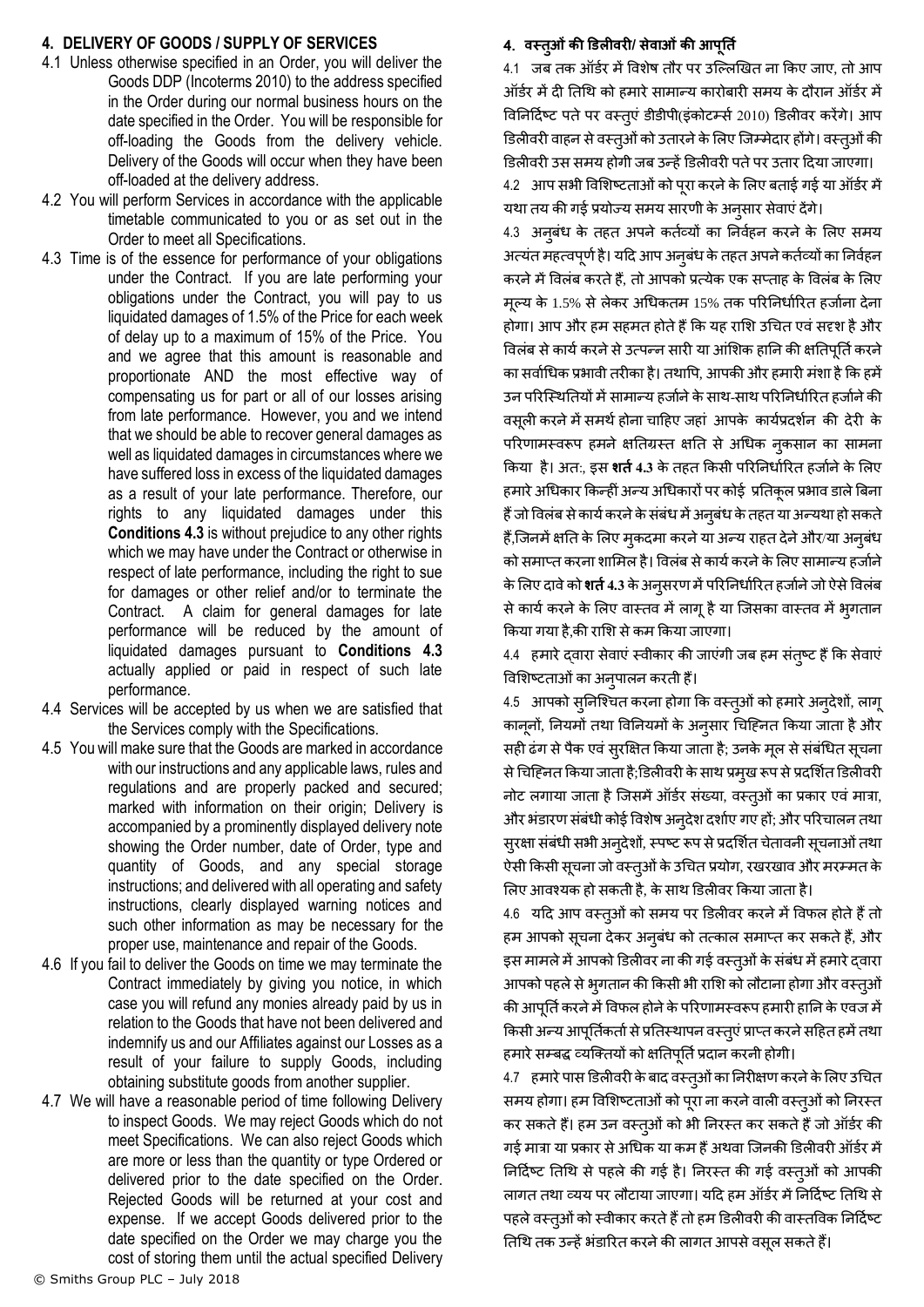## 4. DELIVERY OF GOODS / SUPPLY OF SERVICES

4.1 Unless otherwise specified in an Order, you will deliver the Goods DDP (Incoterms 2010) to the address specified in the Order during our normal business hours on the date specified in the Order. You will be responsible for off-loading the Goods from the delivery vehicle. Delivery of the Goods will occur when they have been off-loaded at the delivery address.

4.2 You will perform Services in accordance with the applicable timetable communicated to you or as set out in the Order to meet all Specifications.

4.3 Time is of the essence for performance of your obligations under the Contract. If you are late performing your obligations under the Contract, you will pay to us liquidated damages of 1.5% of the Price for each week of delay up to a maximum of 15% of the Price. You and we agree that this amount is reasonable and proportionate AND the most effective way of compensating us for part or all of our losses arising from late performance. However, you and we intend that we should be able to recover general damages as well as liquidated damages in circumstances where we have suffered loss in excess of the liquidated damages as a result of your late performance. Therefore, our rights to any liquidated damages under this **Conditions 4.3** is without prejudice to any other rights which we may have under the Contract or otherwise in respect of late performance, including the right to sue for damages or other relief and/or to terminate the Contract. A claim for general damages for late performance will be reduced by the amount of liquidated damages pursuant to **Conditions 4.3** actually applied or paid in respect of such late performance.

4.4 Services will be accepted by us when we are satisfied that the Services comply with the Specifications.

4.5 You will make sure that the Goods are marked in accordance with our instructions and any applicable laws, rules and regulations and are properly packed and secured; marked with information on their origin; Delivery is accompanied by a prominently displayed delivery note showing the Order number, date of Order, type and quantity of Goods, and any special storage instructions; and delivered with all operating and safety instructions, clearly displayed warning notices and such other information as may be necessary for the proper use, maintenance and repair of the Goods.

4.6 If you fail to deliver the Goods on time we may terminate the Contract immediately by giving you notice, in which case you will refund any monies already paid by us in relation to the Goods that have not been delivered and indemnify us and our Affiliates against our Losses as a result of your failure to supply Goods, including obtaining substitute goods from another supplier.

4.7 We will have a reasonable period of time following Delivery to inspect Goods. We may reject Goods which do not meet Specifications. We can also reject Goods which are more or less than the quantity or type Ordered or delivered prior to the date specified on the Order. Rejected Goods will be returned at your cost and expense. If we accept Goods delivered prior to the date specified on the Order we may charge you the cost of storing them until the actual specified Delivery

## 4. वस्तुओं की डिलीवरी/ सेवाओं की आपूर्ति

4.1 जब तक ऑर्डर में विशेष तौर पर उल्लिखित ना किए जाए, तो आप ऑर्डर में दी तिथि को हमारे सामान्य कारोबारी समय के दौरान ऑर्डर में विनिर्दिष्ट पते पर वस्तुएं डीडीपी(इंकोटर्म्स 2010) डिलीवर करेंगे। आप डिलीवरी वाहन से वस्तुओं को उतारने के लिए जिम्मेदार होंगे। वस्तुओं की डिलीवरी उस समय होगी जब उन्हें डिलीवरी पते पर उतार दिया जाएगा।

4.2 आप सभी विशिष्टताओं को पूरा करने के लिए बताई गई या ऑर्डर में यथा तय की गई प्रयोज्य समय सारणी के अनुसार सेवाएं देंगे।

4.3 अनुबंध के तहत अपने कर्तव्यों का निर्वहन करने के लिए समय अत्यंत महत्वपूर्ण है। यदि आप अनुबंध के तहत अपने कर्तव्यों का निर्वहन करने में विलंब करते हैं, तो आपको प्रत्येक एक सप्ताह के विलंब के लिए मूल्य के 1.5% से लेकर अधिकतम 15% तक परिनिर्धारित हर्जाना देना होगा। आप और हम सहमत होते हैं कि यह राशि उचित एवं सदृश है और विलंब से कार्य करने से उत्पन्न सारी या आंशिक हानि की क्षतिपूर्ति करने का सर्वाधिक प्रभावी तरीका है। तथापि, आपकी और हमारी मंशा है कि हमें उन परिस्थितियों में सामान्य हर्जाने के साथ-साथ परिनिर्धारित हर्जाने की वसूली करने में समर्थ होना चाहिए जहां आपके कार्यप्रदर्शन की देरी के परिणामस्वरूप हमने क्षतिग्रस्त क्षति से अधिक नुकसान का सामना किया है। अतः, इस **शर्त 4.3** के तहत किसी परिनिर्धारित हर्जाने के लिए हमारे अधिकार किन्हीं अन्य अधिकारों पर कोई प्रतिकूल प्रभाव डाले बिना हैं जो विलंब से कार्य करने के संबंध में अनुबंध के तहत या अन्यथा हो सकते हैं,जिनमें क्षति के लिए मुकदमा करने या अन्य राहत देने और/या अनुबंध को समाप्त करना शामिल है। विलंब से कार्य करने के लिए सामान्य हर्जाने के लिए दावे को **शर्त 4.3** के अनुसरण में परिनिर्धारित हर्जाने जो ऐसे विलंब से कार्य करने के लिए वास्तव में लागू है या जिसका वास्तव में भुगतान किया गया है,की राशि से कम किया जाएगा।

4.4 हमारे द्वारा सेवाएं स्वीकार की जाएंगी जब हम संतुष्ट हैं कि सेवाएं विशिष्टताओं का अनुपालन करती हैं।

4.5 आपको सुनिश्चित करना होगा कि वस्तुओं को हमारे अनुदेशों, लागू कानूनों, नियमों तथा विनियमों के अनुसार चिह्नित किया जाता है और सही ढंग से पैक एवं सुरक्षित किया जाता है; उनके मूल से संबंधित सूचना से चिह्नित किया जाता है;डिलीवरी के साथ प्रमुख रूप से प्रदर्शित डिलीवरी नोट लगाया जाता है जिसमें ऑर्डर संख्या, वस्तुओं का प्रकार एवं मात्रा, और भंडारण संबंधी कोई विशेष अनुदेश दर्शाए गए हों; और परिचालन तथा सुरक्षा संबंधी सभी अनुदेशों, स्पष्ट रूप से प्रदर्शित चेतावनी सूचनाओं तथा ऐसी किसी सूचना जो वस्तुओं के उचित प्रयोग, रखरखाव और मरम्मत के लिए आवश्यक हो सकती है, के साथ डिलीवर किया जाता है।

4.6 यदि आप वस्तुओं को समय पर डिलीवर करने में विफल होते हैं तो हम आपको सूचना देकर अनुबंध को तत्काल समाप्त कर सकते हैं, और इस मामले में आपको डिलीवर ना की गई वस्तुओं के संबंध में हमारे द्वारा आपको पहले से भुगतान की किसी भी राशि को लौटाना होगा और वस्तुओं की आपूर्ति करने में विफल होने के परिणामस्वरूप हमारी हानि के एवज में किसी अन्य आपूर्तिकर्ता से प्रतिस्थापन वस्तुएं प्राप्त करने सहित हमें तथा हमारे सम्बद्ध व्यक्तियों को क्षतिपूर्ति प्रदान करनी होगी।

4.7 हमारे पास डिलीवरी के बाद वस्तुओं का निरीक्षण करने के लिए उचित समय होगा। हम विशिष्टताओं को पूरा ना करने वाली वस्तुओं को निरस्त कर सकते हैं। हम उन वस्तुओं को भी निरस्त कर सकते हैं जो ऑर्डर की गई मात्रा या प्रकार से अधिक या कम हैं अथवा जिनकी डिलीवरी ऑर्डर में निर्दिष्ट तिथि से पहले की गई है। निरस्त की गई वस्तुओं को आपकी लागत तथा व्यय पर लौटाया जाएगा। यदि हम ऑर्डर में निर्दिष्ट तिथि से पहले वस्तुओं को स्वीकार करते हैं तो हम डिलीवरी की वास्तविक निर्दिष्ट तिथि तक उन्हें भंडारित करने की लागत आपसे वसूल सकते हैं।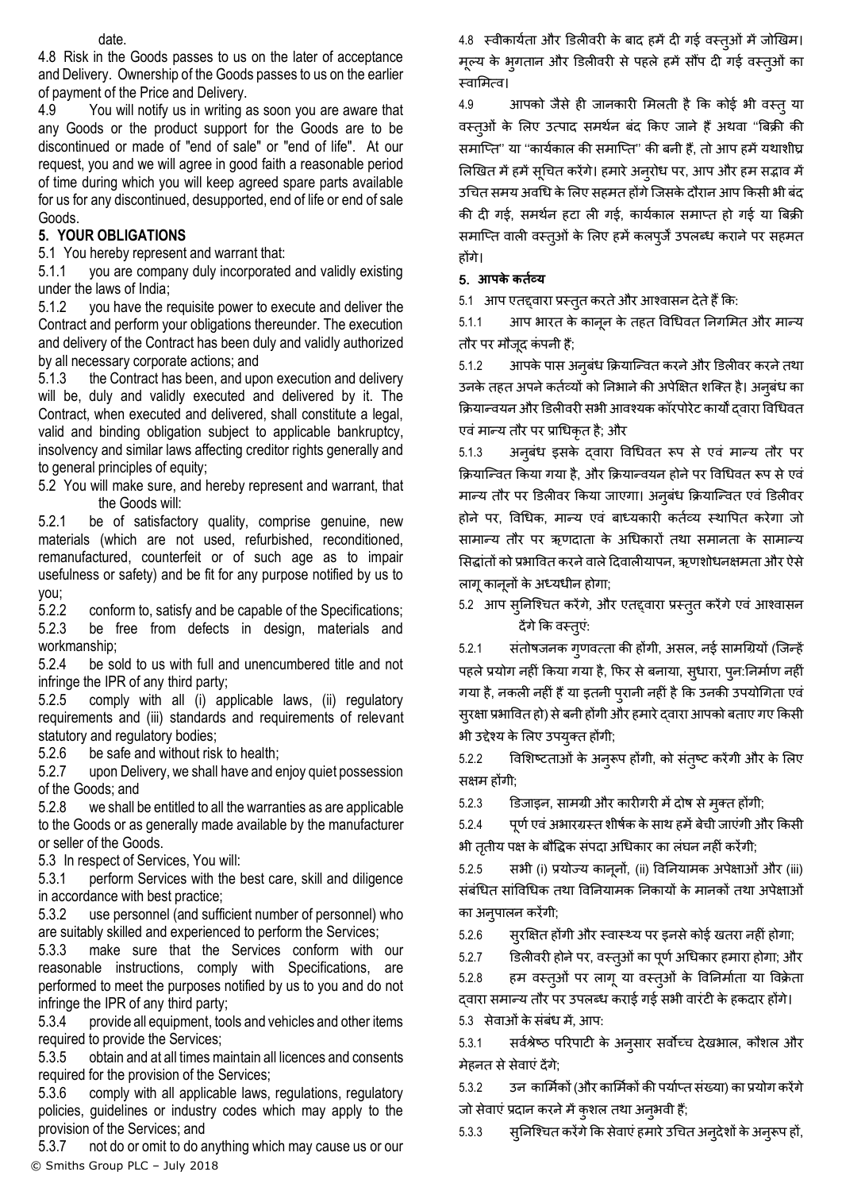date.

4.8 Risk in the Goods passes to us on the later of acceptance and Delivery. Ownership of the Goods passes to us on the earlier of payment of the Price and Delivery.

4.9 You will notify us in writing as soon you are aware that any Goods or the product support for the Goods are to be discontinued or made of "end of sale" or "end of life". At our request, you and we will agree in good faith a reasonable period of time during which you will keep agreed spare parts available for us for any discontinued, desupported, end of life or end of sale Goods.

## 5. YOUR OBLIGATIONS

5.1 You hereby represent and warrant that:

5.1.1 you are company duly incorporated and validly existing under the laws of India;

5.1.2 you have the requisite power to execute and deliver the Contract and perform your obligations thereunder. The execution and delivery of the Contract has been duly and validly authorized by all necessary corporate actions; and

5.1.3 the Contract has been, and upon execution and delivery will be, duly and validly executed and delivered by it. The Contract, when executed and delivered, shall constitute a legal, valid and binding obligation subject to applicable bankruptcy, insolvency and similar laws affecting creditor rights generally and to general principles of equity;

5.2 You will make sure, and hereby represent and warrant, that the Goods will:

5.2.1 be of satisfactory quality, comprise genuine, new materials (which are not used, refurbished, reconditioned, remanufactured, counterfeit or of such age as to impair usefulness or safety) and be fit for any purpose notified by us to you;

5.2.2 conform to, satisfy and be capable of the Specifications;

5.2.3 be free from defects in design, materials and workmanship;

5.2.4 be sold to us with full and unencumbered title and not infringe the IPR of any third party;

5.2.5 comply with all (i) applicable laws, (ii) regulatory requirements and (iii) standards and requirements of relevant statutory and regulatory bodies;

5.2.6 be safe and without risk to health;

5.2.7 upon Delivery, we shall have and enjoy quiet possession of the Goods; and

5.2.8 we shall be entitled to all the warranties as are applicable to the Goods or as generally made available by the manufacturer or seller of the Goods.

5.3 In respect of Services, You will:

5.3.1 perform Services with the best care, skill and diligence in accordance with best practice;

5.3.2 use personnel (and sufficient number of personnel) who are suitably skilled and experienced to perform the Services;

5.3.3 make sure that the Services conform with our reasonable instructions, comply with Specifications, are performed to meet the purposes notified by us to you and do not infringe the IPR of any third party;

5.3.4 provide all equipment, tools and vehicles and other items required to provide the Services;

5.3.5 obtain and at all times maintain all licences and consents required for the provision of the Services;

5.3.6 comply with all applicable laws, regulations, regulatory policies, guidelines or industry codes which may apply to the provision of the Services; and

5.3.7 not do or omit to do anything which may cause us or our

4.8 स्वीकार्यता और डिलीवरी के बाद हमें दी गई वस्तुओं में जोखिम। मूल्य के भुगतान और डिलीवरी से पहले हमें सौंप दी गई वस्तुओं का स्वामित्व।

4.9 आपको जैसे ही जानकारी मिलती है कि कोई भी वस्तु या वस्तुओं के लिए उत्पाद समर्थन बंद किए जाने हैं अथवा "बिक्री की समाप्ति" या "कार्यकाल की समाप्ति" की बनी हैं, तो आप हमें यथाशीघ्र लिखित में हमें सूचित करेंगे। हमारे अनुरोध पर, आप और हम सद्भाव में उचित समय अवधि के लिए सहमत होंगे जिसके दौरान आप किसी भी बंद की दी गई, समर्थन हटा ली गई, कार्यकाल समाप्त हो गई या बिक्री समाप्ति वाली वस्तुओं के लिए हमें कलपुर्जे उपलब्ध कराने पर सहमत होंगे।

## 5. आपके कर्तव्य

5.1 आप एतद्द्वारा प्रस्तुत करते और आश्वासन देते हैं कि:

5.1.1 आप भारत के कानून के तहत विधिवत निगमित और मान्य तौर पर मौजूद कंपनी हैं;

5.1.2 आपके पास अनुबंध क्रियान्वित करने और डिलीवर करने तथा उनके तहत अपने कर्तव्यों को निभाने की अपेक्षित शक्ति है। अनुबंध का क्रियान्वयन और डिलीवरी सभी आवश्यक कॉरपोरेट कार्यों द्वारा विधिवत एवं मान्य तौर पर प्राधिकृत है; और

5.1.3 अनुबंध इसके द्वारा विधिवत रूप से एवं मान्य तौर पर क्रियान्वित किया गया है, और क्रियान्वयन होने पर विधिवत रूप से एवं मान्य तौर पर डिलीवर किया जाएगा। अनुबंध क्रियान्वित एवं डिलीवर होने पर, विधिक, मान्य एवं बाध्यकारी कर्तव्य स्थापित करेगा जो सामान्य तौर पर ऋणदाता के अधिकारों तथा समानता के सामान्य सिद्धांतों को प्रभावित करने वाले दिवालीयापन, ऋणशोधनक्षमता और ऐसे लागू कानूनों के अध्यधीन होगा;

5.2 आप सुनिश्चित करेंगे, और एतद्द्वारा प्रस्तुत करेंगे एवं आश्वासन देंगे कि वस्तुएं:

5.2.1 संतोषजनक गुणवत्ता की होंगी, असल, नई सामग्रियों (जिन्हें पहले प्रयोग नहीं किया गया है, फिर से बनाया, सुधारा, पुन:निर्माण नहीं गया है, नकली नहीं हैं या इतनी पुरानी नहीं है कि उनकी उपयोगिता एवं सुरक्षा प्रभावित हो) से बनी होंगी और हमारे द्वारा आपको बताए गए किसी भी उद्देश्य के लिए उपयुक्त होंगी;

5.2.2 विशिष्टताओं के अनुरूप होंगी, को संतुष्ट करेंगी और के लिए सक्षम होंगी;

5.2.3 डिजाइन, सामग्री और कारीगरी में दोष से मुक्त होंगी;

5.2.4 पूर्ण एवं अभारग्रस्त शीर्षक के साथ हमें बेची जाएंगी और किसी भी तृतीय पक्ष के बौद्धिक संपदा अधिकार का लंघन नहीं करेंगी;

5.2.5 सभी (i) प्रयोज्य कानूनों, (ii) विनियामक अपेक्षाओं और (iii) संबंधित सांविधिक तथा विनियामक निकायों के मानकों तथा अपेक्षाओं का अनुपालन करेंगी;

5.2.6 सुरक्षित होंगी और स्वास्थ्य पर इनसे कोई खतरा नहीं होगा;

5.2.7 डिलीवरी होने पर, वस्तुओं का पूर्ण अधिकार हमारा होगा; और

5.2.8 हम वस्तुओं पर लागू या वस्तुओं के विनिर्माता या विक्रेता द्वारा समान्य तौर पर उपलब्ध कराई गई सभी वारंटी के हकदार होंगे।

5.3 सेवाओं के संबंध में, आप:

5.3.1 सर्वश्रेष्ठ परिपाटी के अनुसार सर्वोच्च देखभाल, कौशल और मेहनत से सेवाएं देंगे;

5.3.2 उन कार्मिकों (और कार्मिकों की पर्याप्त संख्या) का प्रयोग करेंगे जो सेवाएं प्रदान करने में कुशल तथा अनुभवी हैं;

5.3.3 सुनिश्चित करेंगे कि सेवाएं हमारे उचित अनुदेशों के अनुरूप हों,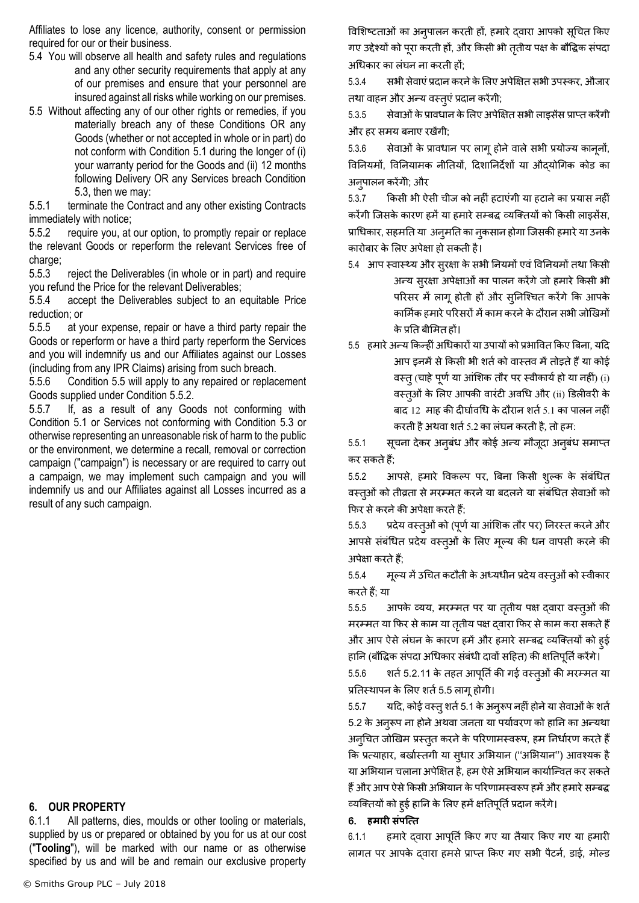Affiliates to lose any licence, authority, consent or permission required for our or their business.

5.4 You will observe all health and safety rules and regulations and any other security requirements that apply at any of our premises and ensure that your personnel are insured against all risks while working on our premises.

5.5 Without affecting any of our other rights or remedies, if you materially breach any of these Conditions OR any Goods (whether or not accepted in whole or in part) do not conform with Condition 5.1 during the longer of (i) your warranty period for the Goods and (ii) 12 months following Delivery OR any Services breach Condition 5.3, then we may:

5.5.1 terminate the Contract and any other existing Contracts immediately with notice;

5.5.2 require you, at our option, to promptly repair or replace the relevant Goods or reperform the relevant Services free of charge;

5.5.3 reject the Deliverables (in whole or in part) and require you refund the Price for the relevant Deliverables;

5.5.4 accept the Deliverables subject to an equitable Price reduction; or

5.5.5 at your expense, repair or have a third party repair the Goods or reperform or have a third party reperform the Services and you will indemnify us and our Affiliates against our Losses (including from any IPR Claims) arising from such breach.

5.5.6 Condition 5.5 will apply to any repaired or replacement Goods supplied under Condition 5.5.2.

5.5.7 If, as a result of any Goods not conforming with Condition 5.1 or Services not conforming with Condition 5.3 or otherwise representing an unreasonable risk of harm to the public or the environment, we determine a recall, removal or correction campaign ("campaign") is necessary or are required to carry out a campaign, we may implement such campaign and you will indemnify us and our Affiliates against all Losses incurred as a result of any such campaign.

## 6. OUR PROPERTY

6.1.1 All patterns, dies, moulds or other tooling or materials, supplied by us or prepared or obtained by you for us at our cost ("**Tooling**"), will be marked with our name or as otherwise specified by us and will be and remain our exclusive property

विशिष्टताओं का अनुपालन करती हों, हमारे द्वारा आपको सूचित किए गए उद्देश्यों को पूरा करती हों, और किसी भी तृतीय पक्ष के बौद्धिक संपदा अधिकार का लंघन ना करती हों;

5.3.4 सभी सेवाएं प्रदान करने के लिए अपेक्षित सभी उपस्कर, औजार तथा वाहन और अन्य वस्तुएं प्रदान करेंगी;

5.3.5 सेवाओं के प्रावधान के लिए अपेक्षित सभी लाइसेंस प्राप्त करेंगी और हर समय बनाए रखेंगी;

5.3.6 सेवाओं के प्रावधान पर लागू होने वाले सभी प्रयोज्य कानूनों, विनियमों, विनियामक नीतियों, दिशानिर्देशों या औद्योगिक कोड का अनुपालन करेंगी; और

5.3.7 किसी भी ऐसी चीज को नहीं हटाएंगी या हटाने का प्रयास नहीं करेंगी जिसके कारण हमें या हमारे सम्बद्ध व्यक्तियों को किसी लाइसेंस, प्राधिकार, सहमति या अनुमति का नुकसान होगा जिसकी हमारे या उनके कारोबार के लिए अपेक्षा हो सकती है।

5.4 आप स्वास्थ्य और सुरक्षा के सभी नियमों एवं विनियमों तथा किसी अन्य सुरक्षा अपेक्षाओं का पालन करेंगे जो हमारे किसी भी परिसर में लागू होती हों और सुनिश्चित करेंगे कि आपके कार्मिक हमारे परिसरों में काम करने के दौरान सभी जोखिमों के प्रति बीमित हों।

5.5 हमारे अन्य किन्हीं अधिकारों या उपायों को प्रभावित किए बिना, यदि आप इनमें से किसी भी शर्त को वास्तव में तोड़ते हैं या कोई वस्तु (चाहे पूर्ण या आंशिक तौर पर स्वीकार्य हो या नहीं) (i) वस्तुओं के लिए आपकी वारंटी अवधि और (ii) डिलीवरी के बाद 12 माह की दीर्घावधि के दौरान शर्त 5.1 का पालन नहीं करती है अथवा शर्त 5.2 का लंघन करती है, तो हम:

5.5.1 सूचना देकर अनुबंध और कोई अन्य मौजूदा अनुबंध समाप्त कर सकते हैं;

5.5.2 आपसे, हमारे विकल्प पर, बिना किसी शुल्क के संबंधित वस्तुओं को तीव्रता से मरम्मत करने या बदलने या संबंधित सेवाओं को फिर से करने की अपेक्षा करते हैं;

5.5.3 प्रदेय वस्तुओं को (पूर्ण या आंशिक तौर पर) निरस्त करने और आपसे संबंधित प्रदेय वस्तुओं के लिए मूल्य की धन वापसी करने की अपेक्षा करते हैं;

5.5.4 मूल्य में उचित कटौती के अध्यधीन प्रदेय वस्तुओं को स्वीकार करते हैं; या

5.5.5 आपके व्यय, मरम्मत पर या तृतीय पक्ष द्वारा वस्तुओं की मरम्मत या फिर से काम या तृतीय पक्ष द्वारा फिर से काम करा सकते हैं और आप ऐसे लंघन के कारण हमें और हमारे सम्बद्ध व्यक्तियों को हुई हानि (बौद्धिक संपदा अधिकार संबंधी दावों सहित) की क्षतिपूर्ति करेंगे।

5.5.6 शर्त 5.2.11 के तहत आपूर्ति की गई वस्तुओं की मरम्मत या प्रतिस्थापन के लिए शर्त 5.5 लागू होगी।

5.5.7 यदि, कोई वस्तु शर्त 5.1 के अनुरूप नहीं होने या सेवाओं के शर्त 5.2 के अनुरूप ना होने अथवा जनता या पर्यावरण को हानि का अन्यथा अनुचित जोखिम प्रस्तुत करने के परिणामस्वरूप, हम निर्धारण करते हैं कि प्रत्याहार, बर्खास्तगी या सुधार अभियान ("अभियान") आवश्यक है या अभियान चलाना अपेक्षित है, हम ऐसे अभियान कार्यान्वित कर सकते हैं और आप ऐसे किसी अभियान के परिणामस्वरूप हमें और हमारे सम्बद्ध व्यक्तियों को हुई हानि के लिए हमें क्षतिपूर्ति प्रदान करेंगे।

## 6. हमारी संपत्ति

6.1.1 हमारे द्वारा आपूर्ति किए गए या तैयार किए गए या हमारी लागत पर आपके द्वारा हमसे प्राप्त किए गए सभी पैटर्न, डाई, मोल्ड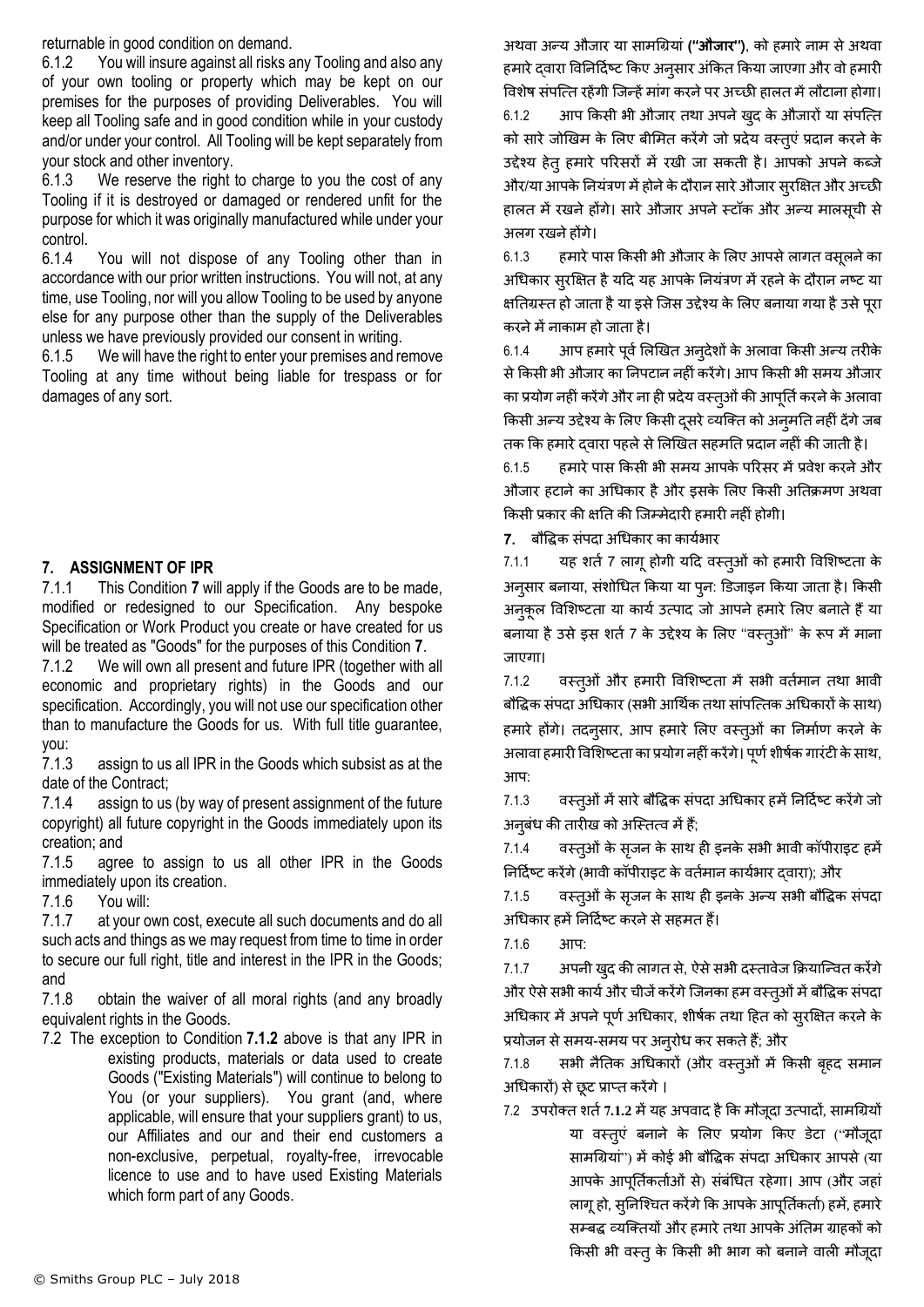returnable in good condition on demand.

6.1.2 You will insure against all risks any Tooling and also any of your own tooling or property which may be kept on our premises for the purposes of providing Deliverables. You will keep all Tooling safe and in good condition while in your custody and/or under your control. All Tooling will be kept separately from your stock and other inventory.

6.1.3 We reserve the right to charge to you the cost of any Tooling if it is destroyed or damaged or rendered unfit for the purpose for which it was originally manufactured while under your control.

6.1.4 You will not dispose of any Tooling other than in accordance with our prior written instructions. You will not, at any time, use Tooling, nor will you allow Tooling to be used by anyone else for any purpose other than the supply of the Deliverables unless we have previously provided our consent in writing.

6.1.5 We will have the right to enter your premises and remove Tooling at any time without being liable for trespass or for damages of any sort.

## 7. ASSIGNMENT OF IPR

7.1.1 This Condition **7** will apply if the Goods are to be made, modified or redesigned to our Specification. Any bespoke Specification or Work Product you create or have created for us will be treated as "Goods" for the purposes of this Condition **7**.

7.1.2 We will own all present and future IPR (together with all economic and proprietary rights) in the Goods and our specification. Accordingly, you will not use our specification other than to manufacture the Goods for us. With full title guarantee, you:

7.1.3 assign to us all IPR in the Goods which subsist as at the date of the Contract;

7.1.4 assign to us (by way of present assignment of the future copyright) all future copyright in the Goods immediately upon its creation; and

7.1.5 agree to assign to us all other IPR in the Goods immediately upon its creation.

7.1.6 You will:

7.1.7 at your own cost, execute all such documents and do all such acts and things as we may request from time to time in order to secure our full right, title and interest in the IPR in the Goods; and

7.1.8 obtain the waiver of all moral rights (and any broadly equivalent rights in the Goods.

7.2 The exception to Condition **7.1.2** above is that any IPR in existing products, materials or data used to create Goods ("Existing Materials") will continue to belong to You (or your suppliers). You grant (and, where applicable, will ensure that your suppliers grant) to us, our Affiliates and our and their end customers a non-exclusive, perpetual, royalty-free, irrevocable licence to use and to have used Existing Materials which form part of any Goods.

अथवा अन्य औजार या सामग्रियां **("औजार")**, को हमारे नाम से अथवा हमारे द्वारा विनिर्दिष्ट किए अनुसार अंकित किया जाएगा और वो हमारी विशेष संपत्ति रहेंगी जिन्हें मांग करने पर अच्छी हालत में लौटाना होगा।

6.1.2 आप किसी भी औजार तथा अपने खुद के औजारों या संपत्ति को सारे जोखिम के लिए बीमित करेंगे जो प्रदेय वस्तुएं प्रदान करने के उद्देश्य हेतु हमारे परिसरों में रखी जा सकती है। आपको अपने कब्जे और/या आपके नियंत्रण में होने के दौरान सारे औजार सुरक्षित और अच्छी हालत में रखने होंगे। सारे औजार अपने स्टॉक और अन्य मालसूची से अलग रखने होंगे।

6.1.3 हमारे पास किसी भी औजार के लिए आपसे लागत वसूलने का अधिकार सुरक्षित है यदि यह आपके नियंत्रण में रहने के दौरान नष्ट या क्षतिग्रस्त हो जाता है या इसे जिस उद्देश्य के लिए बनाया गया है उसे पूरा करने में नाकाम हो जाता है।

6.1.4 आप हमारे पूर्व लिखित अनुदेशों के अलावा किसी अन्य तरीके से किसी भी औजार का निपटान नहीं करेंगे। आप किसी भी समय औजार का प्रयोग नहीं करेंगे और ना ही प्रदेय वस्तुओं की आपूर्ति करने के अलावा किसी अन्य उद्देश्य के लिए किसी दूसरे व्यक्ति को अनुमति नहीं देंगे जब तक कि हमारे द्वारा पहले से लिखित सहमति प्रदान नहीं की जाती है।

6.1.5 हमारे पास किसी भी समय आपके परिसर में प्रवेश करने और औजार हटाने का अधिकार है और इसके लिए किसी अतिक्रमण अथवा किसी प्रकार की क्षति की जिम्मेदारी हमारी नहीं होगी।

## 7. बौद्धिक संपदा अधिकार का कार्यभार

7.1.1 यह शर्त 7 लागू होगी यदि वस्तुओं को हमारी विशिष्टता के अनुसार बनाया, संशोधित किया या पुन: डिजाइन किया जाता है। किसी अनुकूल विशिष्टता या कार्य उत्पाद जो आपने हमारे लिए बनाते हैं या बनाया है उसे इस शर्त 7 के उद्देश्य के लिए "वस्तुओं" के रूप में माना जाएगा।

7.1.2 वस्तुओं और हमारी विशिष्टता में सभी वर्तमान तथा भावी बौद्धिक संपदा अधिकार (सभी आर्थिक तथा सांपत्तिक अधिकारों के साथ) हमारे होंगे। तदनुसार, आप हमारे लिए वस्तुओं का निर्माण करने के अलावा हमारी विशिष्टता का प्रयोग नहीं करेंगे। पूर्ण शीर्षक गारंटी के साथ, आप:

7.1.3 वस्तुओं में सारे बौद्धिक संपदा अधिकार हमें निर्दिष्ट करेंगे जो अनुबंध की तारीख को अस्तित्व में हैं;

7.1.4 वस्तुओं के सृजन के साथ ही इनके सभी भावी कॉपीराइट हमें निर्दिष्ट करेंगे (भावी कॉपीराइट के वर्तमान कार्यभार द्वारा); और

7.1.5 वस्तुओं के सृजन के साथ ही इनके अन्य सभी बौद्धिक संपदा अधिकार हमें निर्दिष्ट करने से सहमत हैं।

7.1.6 आप:

7.1.7 अपनी खुद की लागत से, ऐसे सभी दस्तावेज क्रियान्वित करेंगे और ऐसे सभी कार्य और चीजें करेंगे जिनका हम वस्तुओं में बौद्धिक संपदा अधिकार में अपने पूर्ण अधिकार, शीर्षक तथा हित को सुरक्षित करने के प्रयोजन से समय-समय पर अनुरोध कर सकते हैं; और

7.1.8 सभी नैतिक अधिकारों (और वस्तुओं में किसी बृहद समान अधिकारों) से छूट प्राप्त करेंगे ।

7.2 उपरोक्त शर्त **7.1.2** में यह अपवाद है कि मौजूदा उत्पादों, सामग्रियों या वस्तुएं बनाने के लिए प्रयोग किए डेटा ("मौजूदा सामग्रियां") में कोई भी बौद्धिक संपदा अधिकार आपसे (या आपके आपूर्तिकर्ताओं से) संबंधित रहेगा। आप (और जहां लागू हो, सुनिश्चित करेंगे कि आपके आपूर्तिकर्ता) हमें, हमारे सम्बद्ध व्यक्तियों और हमारे तथा आपके अंतिम ग्राहकों को किसी भी वस्तु के किसी भी भाग को बनाने वाली मौजूदा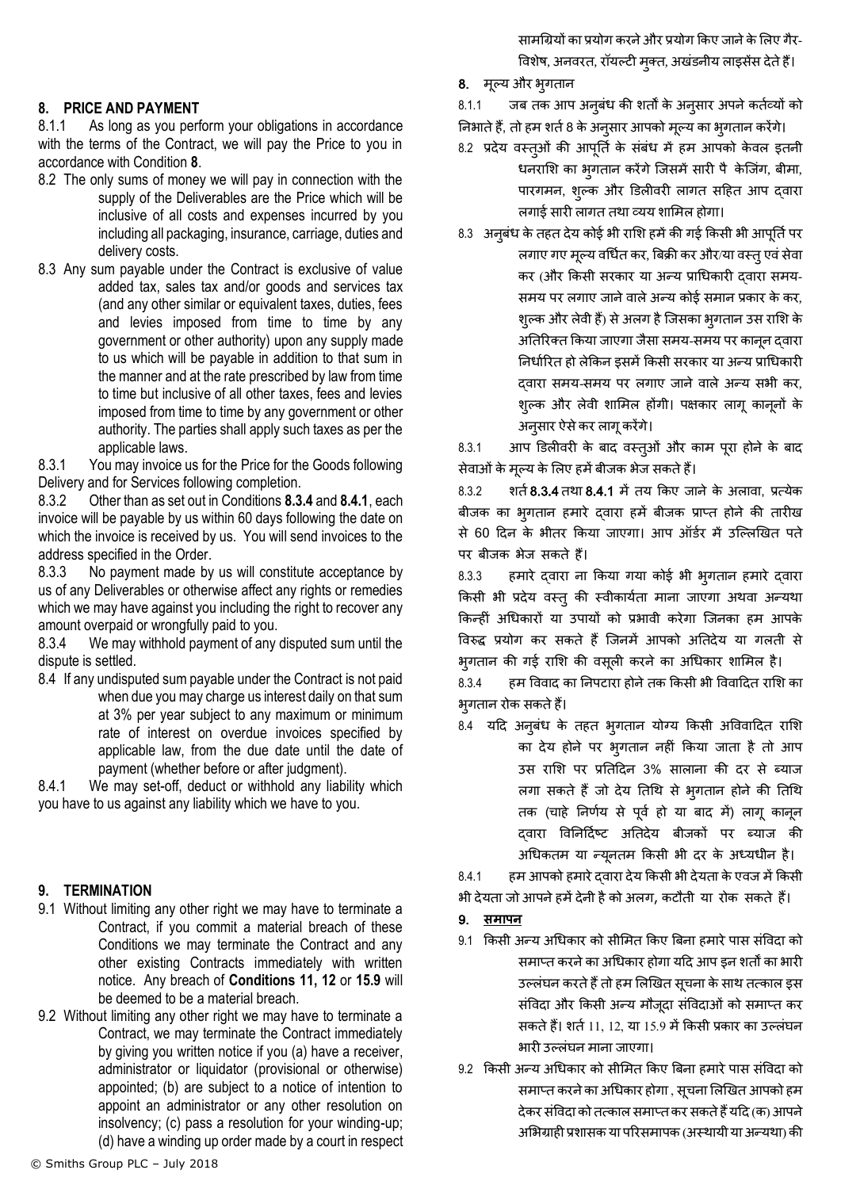## 8. PRICE AND PAYMENT

8.1.1 As long as you perform your obligations in accordance with the terms of the Contract, we will pay the Price to you in accordance with Condition **8**.

8.2 The only sums of money we will pay in connection with the supply of the Deliverables are the Price which will be inclusive of all costs and expenses incurred by you including all packaging, insurance, carriage, duties and delivery costs.

8.3 Any sum payable under the Contract is exclusive of value added tax, sales tax and/or goods and services tax (and any other similar or equivalent taxes, duties, fees and levies imposed from time to time by any government or other authority) upon any supply made to us which will be payable in addition to that sum in the manner and at the rate prescribed by law from time to time but inclusive of all other taxes, fees and levies imposed from time to time by any government or other authority. The parties shall apply such taxes as per the applicable laws.

8.3.1 You may invoice us for the Price for the Goods following Delivery and for Services following completion.

8.3.2 Other than as set out in Conditions **8.3.4** and **8.4.1**, each invoice will be payable by us within 60 days following the date on which the invoice is received by us. You will send invoices to the address specified in the Order.

8.3.3 No payment made by us will constitute acceptance by us of any Deliverables or otherwise affect any rights or remedies which we may have against you including the right to recover any amount overpaid or wrongfully paid to you.

8.3.4 We may withhold payment of any disputed sum until the dispute is settled.

8.4 If any undisputed sum payable under the Contract is not paid when due you may charge us interest daily on that sum at 3% per year subject to any maximum or minimum rate of interest on overdue invoices specified by applicable law, from the due date until the date of payment (whether before or after judgment).

8.4.1 We may set-off, deduct or withhold any liability which you have to us against any liability which we have to you.

## 9. TERMINATION

9.1 Without limiting any other right we may have to terminate a Contract, if you commit a material breach of these Conditions we may terminate the Contract and any other existing Contracts immediately with written notice. Any breach of **Conditions 11, 12** or **15.9** will be deemed to be a material breach.

9.2 Without limiting any other right we may have to terminate a Contract, we may terminate the Contract immediately by giving you written notice if you (a) have a receiver, administrator or liquidator (provisional or otherwise) appointed; (b) are subject to a notice of intention to appoint an administrator or any other resolution on insolvency; (c) pass a resolution for your winding-up; (d) have a winding up order made by a court in respect

© Smiths Group PLC – July 2018

सामग्रियों का प्रयोग करने और प्रयोग किए जाने के लिए गैर-विशेष, अनवरत, रॉयल्टी मुक्त, अखंडनीय लाइसेंस देते हैं।

**8.** मूल्य और भुगतान

8.1.1 जब तक आप अनुबंध की शर्तों के अनुसार अपने कर्तव्यों को निभाते हैं, तो हम शर्त 8 के अनुसार आपको मूल्य का भुगतान करेंगे।

8.2 प्रदेय वस्तुओं की आपूर्ति के संबंध में हम आपको केवल इतनी धनराशि का भुगतान करेंगे जिसमें सारी पै केजिंग, बीमा, पारगमन, शुल्क और डिलीवरी लागत सहित आप द्वारा लगाई सारी लागत तथा व्यय शामिल होगा।

8.3 अनुबंध के तहत देय कोई भी राशि हमें की गई किसी भी आपूर्ति पर लगाए गए मूल्य वर्धित कर, बिक्री कर और/या वस्तु एवं सेवा कर (और किसी सरकार या अन्य प्राधिकारी द्वारा समय-समय पर लगाए जाने वाले अन्य कोई समान प्रकार के कर, शुल्क और लेवी हैं) से अलग है जिसका भुगतान उस राशि के अतिरिक्त किया जाएगा जैसा समय-समय पर कानून द्वारा निर्धारित हो लेकिन इसमें किसी सरकार या अन्य प्राधिकारी द्वारा समय-समय पर लगाए जाने वाले अन्य सभी कर, शुल्क और लेवी शामिल होंगी। पक्षकार लागू कानूनों के अनुसार ऐसे कर लागू करेंगे।

8.3.1 आप डिलीवरी के बाद वस्तुओं और काम पूरा होने के बाद सेवाओं के मूल्य के लिए हमें बीजक भेज सकते हैं।

8.3.2 शर्त **8.3.4** तथा **8.4.1** में तय किए जाने के अलावा, प्रत्येक बीजक का भुगतान हमारे द्वारा हमें बीजक प्राप्त होने की तारीख से 60 दिन के भीतर किया जाएगा। आप ऑर्डर में उल्लिखित पते पर बीजक भेज सकते हैं।

8.3.3 हमारे द्वारा ना किया गया कोई भी भुगतान हमारे द्वारा किसी भी प्रदेय वस्तु की स्वीकार्यता माना जाएगा अथवा अन्यथा किन्हीं अधिकारों या उपायों को प्रभावी करेगा जिनका हम आपके विरुद्ध प्रयोग कर सकते हैं जिनमें आपको अतिदेय या गलती से भुगतान की गई राशि की वसूली करने का अधिकार शामिल है।

8.3.4 हम विवाद का निपटारा होने तक किसी भी विवादित राशि का भुगतान रोक सकते हैं।

8.4 यदि अनुबंध के तहत भुगतान योग्य किसी अविवादित राशि का देय होने पर भुगतान नहीं किया जाता है तो आप उस राशि पर प्रतिदिन 3% सालाना की दर से ब्याज लगा सकते हैं जो देय तिथि से भुगतान होने की तिथि तक (चाहे निर्णय से पूर्व हो या बाद में) लागू कानून द्वारा विनिर्दिष्ट अतिदेय बीजकों पर ब्याज की अधिकतम या न्यूनतम किसी भी दर के अध्यधीन है।

8.4.1 हम आपको हमारे द्वारा देय किसी भी देयता के एवज में किसी भी देयता जो आपने हमें देनी है को अलग, कटौती या रोक सकते हैं।

**9. समापन**

9.1 किसी अन्य अधिकार को सीमित किए बिना हमारे पास संविदा को समाप्त करने का अधिकार होगा यदि आप इन शर्तों का भारी उल्लंघन करते हैं तो हम लिखित सूचना के साथ तत्काल इस संविदा और किसी अन्य मौजूदा संविदाओं को समाप्त कर सकते हैं। शर्त 11, 12, या 15.9 में किसी प्रकार का उल्लंघन भारी उल्लंघन माना जाएगा।

9.2 किसी अन्य अधिकार को सीमित किए बिना हमारे पास संविदा को समाप्त करने का अधिकार होगा , सूचना लिखित आपको हम देकर संविदा को तत्काल समाप्त कर सकते हैं यदि (क) आपने अभिग्राही प्रशासक या परिसमापक (अस्थायी या अन्यथा) की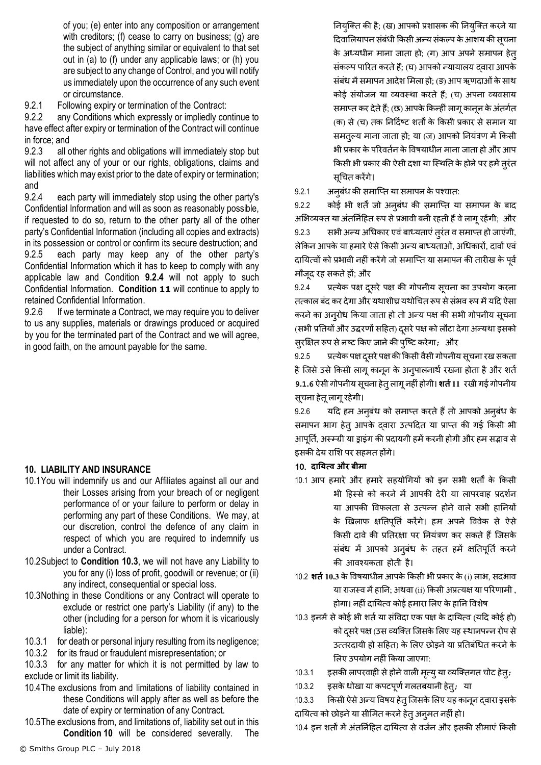of you; (e) enter into any composition or arrangement with creditors; (f) cease to carry on business; (g) are the subject of anything similar or equivalent to that set out in (a) to (f) under any applicable laws; or (h) you are subject to any change of Control, and you will notify us immediately upon the occurrence of any such event or circumstance.

9.2.1 Following expiry or termination of the Contract:

9.2.2 any Conditions which expressly or impliedly continue to have effect after expiry or termination of the Contract will continue in force; and

9.2.3 all other rights and obligations will immediately stop but will not affect any of your or our rights, obligations, claims and liabilities which may exist prior to the date of expiry or termination; and

9.2.4 each party will immediately stop using the other party's Confidential Information and will as soon as reasonably possible, if requested to do so, return to the other party all of the other party's Confidential Information (including all copies and extracts) in its possession or control or confirm its secure destruction; and

9.2.5 each party may keep any of the other party's Confidential Information which it has to keep to comply with any applicable law and Condition **9.2.4** will not apply to such Confidential Information. **Condition 11** will continue to apply to retained Confidential Information.

9.2.6 If we terminate a Contract, we may require you to deliver to us any supplies, materials or drawings produced or acquired by you for the terminated part of the Contract and we will agree, in good faith, on the amount payable for the same.

## 10. LIABILITY AND INSURANCE

10.1 You will indemnify us and our Affiliates against all our and their Losses arising from your breach of or negligent performance of or your failure to perform or delay in performing any part of these Conditions. We may, at our discretion, control the defence of any claim in respect of which you are required to indemnify us under a Contract.

10.2 Subject to **Condition 10.3**, we will not have any Liability to you for any (i) loss of profit, goodwill or revenue; or (ii) any indirect, consequential or special loss.

10.3 Nothing in these Conditions or any Contract will operate to exclude or restrict one party's Liability (if any) to the other (including for a person for whom it is vicariously liable):

10.3.1 for death or personal injury resulting from its negligence;

10.3.2 for its fraud or fraudulent misrepresentation; or

10.3.3 for any matter for which it is not permitted by law to exclude or limit its liability.

10.4 The exclusions from and limitations of liability contained in these Conditions will apply after as well as before the date of expiry or termination of any Contract.

10.5 The exclusions from, and limitations of, liability set out in this **Condition 10** will be considered severally. The

नियुक्ति की है; (ख) आपको प्रशासक की नियुक्ति करने या दिवालियापन संबंधी किसी अन्य संकल्प के आशय की सूचना के अध्यधीन माना जाता हो; (ग) आप अपने समापन हेतु संकल्प पारित करते हैं; (घ) आपको न्यायालय द्वारा आपके संबंध में समापन आदेश मिला हो; (ङ) आप ऋणदाओं के साथ कोई संयोजन या व्यवस्था करते हैं; (च) अपना व्यवसाय समाप्त कर देते हैं; (छ) आपके किन्हीं लागू कानून के अंतर्गत (क) से (च) तक निर्दिष्ट शर्तों के किसी प्रकार से समान या समतुल्य माना जाता हो; या (ज) आपको नियंत्रण में किसी भी प्रकार के परिवर्तन के विषयाधीन माना जाता हो और आप किसी भी प्रकार की ऐसी दशा या स्थिति के होने पर हमें तुरंत सूचित करेंगे।

9.2.1 अनुबंध की समाप्ति या समापन के पश्चात:

9.2.2 कोई भी शर्तें जो अनुबंध की समाप्ति या समापन के बाद अभिव्यक्त या अंतर्निहित रूप से प्रभावी बनी रहती हैं वे लागू रहेंगी; और

9.2.3 सभी अन्य अधिकार एवं बाध्यताएं तुरंत व समाप्त हो जाएंगी, लेकिन आपके या हमारे ऐसे किसी अन्य बाध्यताओं, अधिकारों, दावों एवं दायित्वों को प्रभावी नहीं करेंगे जो समाप्ति या समापन की तारीख के पूर्व मौजूद रह सकते हों; और

9.2.4 प्रत्येक पक्ष दूसरे पक्ष की गोपनीय सूचना का उपयोग करना तत्काल बंद कर देगा और यथाशीघ्र यथोचित रूप से संभव रूप में यदि ऐसा करने का अनुरोध किया जाता हो तो अन्य पक्ष की सभी गोपनीय सूचना (सभी प्रतियों और उद्धरणों सहित) दूसरे पक्ष को लौटा देगा अन्यथा इसको सुरक्षित रूप से नष्ट किए जाने की पुष्टि करेगा; और

9.2.5 प्रत्येक पक्ष दूसरे पक्ष की किसी वैसी गोपनीय सूचना रख सकता है जिसे उसे किसी लागू कानून के अनुपालनार्थ रखना होता है और शर्त **9.1.6** ऐसी गोपनीय सूचना हेतु लागू नहीं होगी। **शर्त 11** रखी गई गोपनीय सूचना हेतू लागू रहेगी।

9.2.6 यदि हम अनुबंध को समाप्त करते हैं तो आपको अनुबंध के समापन भाग हेतु आपके द्वारा उत्पादित या प्राप्त की गई किसी भी आपूर्ति, अस्म्ग्री या ड्राइंग की प्रदायगी हमें करनी होगी और हम सद्भाव से इसकी देय राशि पर सहमत होंगे।

## 10. दायित्व और बीमा

10.1 आप हमारे और हमारे सहयोगियों को इन सभी शर्तों के किसी भी हिस्से को करने में आपकी देरी या लापरवाह प्रदर्शन या आपकी विफलता से उत्पन्न होने वाले सभी हानियों के खिलाफ क्षतिपूर्ति करेंगे। हम अपने विवेक से ऐसे किसी दावे की प्रतिरक्षा पर नियंत्रण कर सकते हैं जिसके संबंध में आपको अनुबंध के तहत हमें क्षतिपूर्ति करने की आवश्यकता होती है।

10.2 **शर्त 10.3** के विषयाधीन आपके किसी भी प्रकार के (i) लाभ, सदभाव या राजस्व में हानि; अथवा (ii) किसी अप्रत्यक्ष या परिणामी , होगा। नहीं दायित्व कोई हमारा लिए के हानि विशेष

10.3 इनमें से कोई भी शर्त या संविदा एक पक्ष के दायित्व (यदि कोई हो) को दूसरे पक्ष (उस व्यक्ति जिसके लिए यह स्थानपन्न रोप से उत्तरदायी हो सहित) के लिए छोड़ने या प्रतिबंधित करने के लिए उपयोग नहीं किया जाएगा:

10.3.1 इसकी लापरवाही से होने वाली मृत्यु या व्यक्तिगत चोट हेतु;

10.3.2 इसके धोखा या कपटपूर्ण गलतबयानी हेतु; या

10.3.3 किसी ऐसे अन्य विषय हेतु जिसके लिए यह कानून द्वारा इसके दायित्व को छोड़ने या सीमित करने हेतु अनुमत नहीं हो।

10.4 इन शर्तों में अंतर्निहित दायित्व से वर्जन और इसकी सीमाएं किसी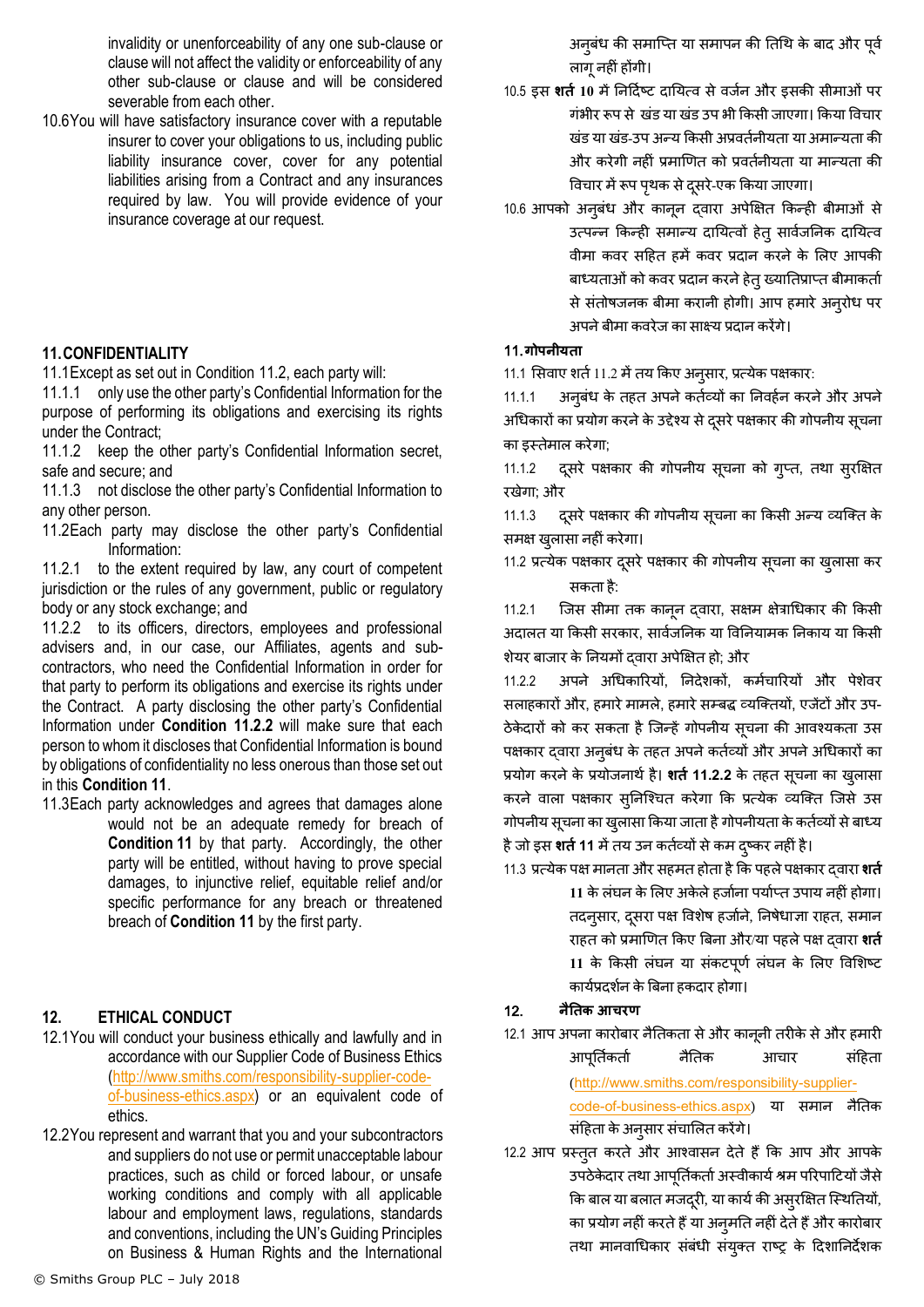invalidity or unenforceability of any one sub-clause or clause will not affect the validity or enforceability of any other sub-clause or clause and will be considered severable from each other.

10.6 You will have satisfactory insurance cover with a reputable insurer to cover your obligations to us, including public liability insurance cover, cover for any potential liabilities arising from a Contract and any insurances required by law. You will provide evidence of your insurance coverage at our request.

## 11. CONFIDENTIALITY

11.1 Except as set out in Condition 11.2, each party will:

11.1.1 only use the other party's Confidential Information for the purpose of performing its obligations and exercising its rights under the Contract;

11.1.2 keep the other party's Confidential Information secret, safe and secure; and

11.1.3 not disclose the other party's Confidential Information to any other person.

11.2 Each party may disclose the other party's Confidential Information:

11.2.1 to the extent required by law, any court of competent jurisdiction or the rules of any government, public or regulatory body or any stock exchange; and

11.2.2 to its officers, directors, employees and professional advisers and, in our case, our Affiliates, agents and sub-contractors, who need the Confidential Information in order for that party to perform its obligations and exercise its rights under the Contract. A party disclosing the other party's Confidential Information under **Condition 11.2.2** will make sure that each person to whom it discloses that Confidential Information is bound by obligations of confidentiality no less onerous than those set out in this **Condition 11**.

11.3 Each party acknowledges and agrees that damages alone would not be an adequate remedy for breach of **Condition 11** by that party. Accordingly, the other party will be entitled, without having to prove special damages, to injunctive relief, equitable relief and/or specific performance for any breach or threatened breach of **Condition 11** by the first party.

## 12. ETHICAL CONDUCT

12.1 You will conduct your business ethically and lawfully and in accordance with our Supplier Code of Business Ethics (http://www.smiths.com/responsibility-supplier-code-of-business-ethics.aspx) or an equivalent code of ethics.

12.2 You represent and warrant that you and your subcontractors and suppliers do not use or permit unacceptable labour practices, such as child or forced labour, or unsafe working conditions and comply with all applicable labour and employment laws, regulations, standards and conventions, including the UN's Guiding Principles on Business & Human Rights and the International

अनुबंध की समाप्ति या समापन की तिथि के बाद और पूर्व लागू नहीं होंगी।

10.5 इस **शर्त 10** में निर्दिष्ट दायित्व से वर्जन और इसकी सीमाओं पर गंभीर रूप से खंड या खंड उप भी किसी जाएगा। किया विचार खंड या खंड-उप अन्य किसी अप्रवर्तनीयता या अमान्यता की और करेगी नहीं प्रमाणित को प्रवर्तनीयता या मान्यता की विचार में रूप पृथक से दूसरे-एक किया जाएगा।

10.6 आपको अनुबंध और कानून द्वारा अपेक्षित किन्ही बीमाओं से उत्पन्न किन्ही समान्य दायित्वों हेतु सार्वजनिक दायित्व वीमा कवर सहित हमें कवर प्रदान करने के लिए आपकी बाध्यताओं को कवर प्रदान करने हेतु ख्यातिप्राप्त बीमाकर्ता से संतोषजनक बीमा करानी होगी। आप हमारे अनुरोध पर अपने बीमा कवरेज का साक्ष्य प्रदान करेंगे।

## 11. गोपनीयता

11.1 सिवाए शर्त 11.2 में तय किए अनुसार, प्रत्येक पक्षकार:

11.1.1 अनुबंध के तहत अपने कर्तव्यों का निर्वहन करने और अपने अधिकारों का प्रयोग करने के उद्देश्य से दूसरे पक्षकार की गोपनीय सूचना का इस्तेमाल करेगा;

11.1.2 दूसरे पक्षकार की गोपनीय सूचना को गुप्त, तथा सुरक्षित रखेगा; और

11.1.3 दूसरे पक्षकार की गोपनीय सूचना का किसी अन्य व्यक्ति के समक्ष खुलासा नहीं करेगा।

11.2 प्रत्येक पक्षकार दूसरे पक्षकार की गोपनीय सूचना का खुलासा कर सकता है:

11.2.1 जिस सीमा तक कानून द्वारा, सक्षम क्षेत्राधिकार की किसी अदालत या किसी सरकार, सार्वजनिक या विनियामक निकाय या किसी शेयर बाजार के नियमों द्वारा अपेक्षित हो; और

11.2.2 अपने अधिकारियों, निदेशकों, कर्मचारियों और पेशेवर सलाहकारों और, हमारे मामले, हमारे सम्बद्ध व्यक्तियों, एजेंटों और उप-ठेकेदारों को कर सकता है जिन्हें गोपनीय सूचना की आवश्यकता उस पक्षकार द्वारा अनुबंध के तहत अपने कर्तव्यों और अपने अधिकारों का प्रयोग करने के प्रयोजनार्थ है। **शर्त 11.2.2** के तहत सूचना का खुलासा करने वाला पक्षकार सुनिश्चित करेगा कि प्रत्येक व्यक्ति जिसे उस गोपनीय सूचना का खुलासा किया जाता है गोपनीयता के कर्तव्यों से बाध्य है जो इस **शर्त 11** में तय उन कर्तव्यों से कम दुष्कर नहीं है।

11.3 प्रत्येक पक्ष मानता और सहमत होता है कि पहले पक्षकार द्वारा **शर्त 11** के लंघन के लिए अकेले हर्जाना पर्याप्त उपाय नहीं होगा। तदनुसार, दूसरा पक्ष विशेष हर्जाने, निषेधाज्ञा राहत, समान राहत को प्रमाणित किए बिना और/या पहले पक्ष द्वारा **शर्त 11** के किसी लंघन या संकटपूर्ण लंघन के लिए विशिष्ट कार्यप्रदर्शन के बिना हकदार होगा।

## 12. नैतिक आचरण

12.1 आप अपना कारोबार नैतिकता से और कानूनी तरीके से और हमारी आपूर्तिकर्ता नैतिक आचार संहिता (http://www.smiths.com/responsibility-supplier-code-of-business-ethics.aspx) या समान नैतिक संहिता के अनुसार संचालित करेंगे।

12.2 आप प्रस्तुत करते और आश्वासन देते हैं कि आप और आपके उपठेकेदार तथा आपूर्तिकर्ता अस्वीकार्य श्रम परिपाटियों जैसे कि बाल या बलात मजदूरी, या कार्य की असुरक्षित स्थितियों, का प्रयोग नहीं करते हैं या अनुमति नहीं देते हैं और कारोबार तथा मानवाधिकार संबंधी संयुक्त राष्ट्र के दिशानिर्देशक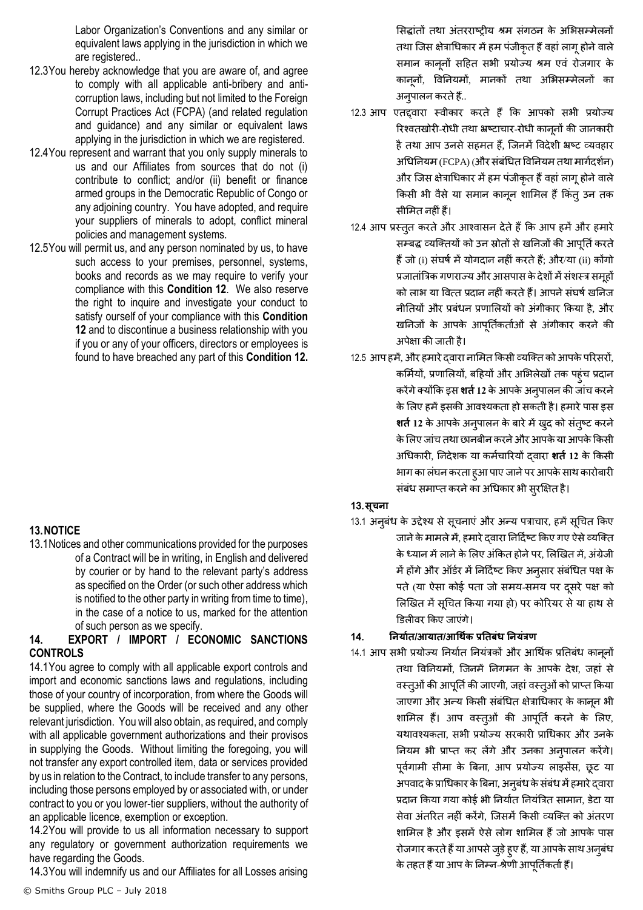Labor Organization's Conventions and any similar or equivalent laws applying in the jurisdiction in which we are registered..

12.3 You hereby acknowledge that you are aware of, and agree to comply with all applicable anti-bribery and anti-corruption laws, including but not limited to the Foreign Corrupt Practices Act (FCPA) (and related regulation and guidance) and any similar or equivalent laws applying in the jurisdiction in which we are registered.

12.4 You represent and warrant that you only supply minerals to us and our Affiliates from sources that do not (i) contribute to conflict; and/or (ii) benefit or finance armed groups in the Democratic Republic of Congo or any adjoining country. You have adopted, and require your suppliers of minerals to adopt, conflict mineral policies and management systems.

12.5 You will permit us, and any person nominated by us, to have such access to your premises, personnel, systems, books and records as we may require to verify your compliance with this **Condition 12**. We also reserve the right to inquire and investigate your conduct to satisfy ourself of your compliance with this **Condition 12** and to discontinue a business relationship with you if you or any of your officers, directors or employees is found to have breached any part of this **Condition 12.**

## 13. NOTICE

13.1 Notices and other communications provided for the purposes of a Contract will be in writing, in English and delivered by courier or by hand to the relevant party's address as specified on the Order (or such other address which is notified to the other party in writing from time to time), in the case of a notice to us, marked for the attention of such person as we specify.

## 14. EXPORT / IMPORT / ECONOMIC SANCTIONS CONTROLS

14.1 You agree to comply with all applicable export controls and import and economic sanctions laws and regulations, including those of your country of incorporation, from where the Goods will be supplied, where the Goods will be received and any other relevant jurisdiction. You will also obtain, as required, and comply with all applicable government authorizations and their provisos in supplying the Goods. Without limiting the foregoing, you will not transfer any export controlled item, data or services provided by us in relation to the Contract, to include transfer to any persons, including those persons employed by or associated with, or under contract to you or you lower-tier suppliers, without the authority of an applicable licence, exemption or exception.

14.2 You will provide to us all information necessary to support any regulatory or government authorization requirements we have regarding the Goods.

14.3 You will indemnify us and our Affiliates for all Losses arising

सिद्धांतों तथा अंतरराष्ट्रीय श्रम संगठन के अभिसम्मेलनों तथा जिस क्षेत्राधिकार में हम पंजीकृत हैं वहां लागू होने वाले समान कानूनों सहित सभी प्रयोज्य श्रम एवं रोजगार के कानूनों, विनियमों, मानकों तथा अभिसम्मेलनों का अनुपालन करते हैं..

12.3 आप एतद्द्वारा स्वीकार करते हैं कि आपको सभी प्रयोज्य रिश्वतखोरी-रोधी तथा भ्रष्टाचार-रोधी कानूनों की जानकारी है तथा आप उनसे सहमत हैं, जिनमें विदेशी भ्रष्ट व्यवहार अधिनियम (FCPA) (और संबंधित विनियम तथा मार्गदर्शन) और जिस क्षेत्राधिकार में हम पंजीकृत हैं वहां लागू होने वाले किसी भी वैसे या समान कानून शामिल हैं किंतु उन तक सीमित नहीं हैं।

12.4 आप प्रस्तुत करते और आश्वासन देते हैं कि आप हमें और हमारे सम्बद्ध व्यक्तियों को उन स्रोतों से खनिजों की आपूर्ति करते हैं जो (i) संघर्ष में योगदान नहीं करते हैं; और/या (ii) कोंगो प्रजातांत्रिक गणराज्य और आसपास के देशों में संशस्त्र समूहों को लाभ या वित्त प्रदान नहीं करते हैं। आपने संघर्ष खनिज नीतियों और प्रबंधन प्रणालियों को अंगीकार किया है, और खनिजों के आपके आपूर्तिकर्ताओं से अंगीकार करने की अपेक्षा की जाती है।

12.5 आप हमें, और हमारे द्वारा नामित किसी व्यक्ति को आपके परिसरों, कर्मियों, प्रणालियों, बहियों और अभिलेखों तक पहुंच प्रदान करेंगे क्योंकि इस **शर्त 12** के आपके अनुपालन की जांच करने के लिए हमें इसकी आवश्यकता हो सकती है। हमारे पास इस **शर्त 12** के आपके अनुपालन के बारे में खुद को संतुष्ट करने के लिए जांच तथा छानबीन करने और आपके या आपके किसी अधिकारी, निदेशक या कर्मचारियों द्वारा **शर्त 12** के किसी भाग का लंघन करता हुआ पाए जाने पर आपके साथ कारोबारी संबंध समाप्त करने का अधिकार भी सुरक्षित है।

## 13. सूचना

13.1 अनुबंध के उद्देश्य से सूचनाएं और अन्य पत्राचार, हमें सूचित किए जाने के मामले में, हमारे द्वारा निर्दिष्ट किए गए ऐसे व्यक्ति के ध्यान में लाने के लिए अंकित होने पर, लिखित में, अंग्रेजी में होंगे और ऑर्डर में निर्दिष्ट किए अनुसार संबंधित पक्ष के पते (या ऐसा कोई पता जो समय-समय पर दूसरे पक्ष को लिखित में सूचित किया गया हो) पर कोरियर से या हाथ से डिलीवर किए जाएंगे।

## 14. निर्यात/आयात/आर्थिक प्रतिबंध नियंत्रण

14.1 आप सभी प्रयोज्य निर्यात नियंत्रकों और आर्थिक प्रतिबंध कानूनों तथा विनियमों, जिनमें निगमन के आपके देश, जहां से वस्तुओं की आपूर्ति की जाएगी, जहां वस्तुओं को प्राप्त किया जाएगा और अन्य किसी संबंधित क्षेत्राधिकार के कानून भी शामिल हैं। आप वस्तुओं की आपूर्ति करने के लिए, यथावश्यकता, सभी प्रयोज्य सरकारी प्राधिकार और उनके नियम भी प्राप्त कर लेंगे और उनका अनुपालन करेंगे। पूर्वगामी सीमा के बिना, आप प्रयोज्य लाइसेंस, छूट या अपवाद के प्राधिकार के बिना, अनुबंध के संबंध में हमारे द्वारा प्रदान किया गया कोई भी निर्यात नियंत्रित सामान, डेटा या सेवा अंतरित नहीं करेंगे, जिसमें किसी व्यक्ति को अंतरण शामिल है और इसमें ऐसे लोग शामिल हैं जो आपके पास रोजगार करते हैं या आपसे जुड़े हुए हैं, या आपके साथ अनुबंध के तहत हैं या आप के निम्न-श्रेणी आपूर्तिकर्ता हैं।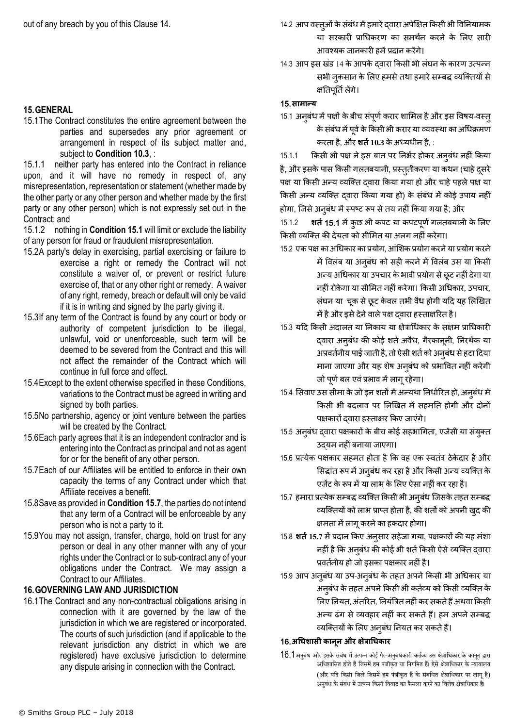out of any breach by you of this Clause 14.

## 15. GENERAL

15.1 The Contract constitutes the entire agreement between the parties and supersedes any prior agreement or arrangement in respect of its subject matter and, subject to **Condition 10.3**, :

15.1.1 neither party has entered into the Contract in reliance upon, and it will have no remedy in respect of, any misrepresentation, representation or statement (whether made by the other party or any other person and whether made by the first party or any other person) which is not expressly set out in the Contract; and

15.1.2 nothing in **Condition 15.1** will limit or exclude the liability of any person for fraud or fraudulent misrepresentation.

15.2 A party's delay in exercising, partial exercising or failure to exercise a right or remedy the Contract will not constitute a waiver of, or prevent or restrict future exercise of, that or any other right or remedy. A waiver of any right, remedy, breach or default will only be valid if it is in writing and signed by the party giving it.

15.3 If any term of the Contract is found by any court or body or authority of competent jurisdiction to be illegal, unlawful, void or unenforceable, such term will be deemed to be severed from the Contract and this will not affect the remainder of the Contract which will continue in full force and effect.

15.4 Except to the extent otherwise specified in these Conditions, variations to the Contract must be agreed in writing and signed by both parties.

15.5 No partnership, agency or joint venture between the parties will be created by the Contract.

15.6 Each party agrees that it is an independent contractor and is entering into the Contract as principal and not as agent for or for the benefit of any other person.

15.7 Each of our Affiliates will be entitled to enforce in their own capacity the terms of any Contract under which that Affiliate receives a benefit.

15.8 Save as provided in **Condition 15.7**, the parties do not intend that any term of a Contract will be enforceable by any person who is not a party to it.

15.9 You may not assign, transfer, charge, hold on trust for any person or deal in any other manner with any of your rights under the Contract or to sub-contract any of your obligations under the Contract. We may assign a Contract to our Affiliates.

## 16. GOVERNING LAW AND JURISDICTION

16.1 The Contract and any non-contractual obligations arising in connection with it are governed by the law of the jurisdiction in which we are registered or incorporated. The courts of such jurisdiction (and if applicable to the relevant jurisdiction any district in which we are registered) have exclusive jurisdiction to determine any dispute arising in connection with the Contract.

14.2 आप वस्तुओं के संबंध में हमारे द्वारा अपेक्षित किसी भी विनियामक या सरकारी प्राधिकरण का समर्थन करने के लिए सारी आवश्यक जानकारी हमें प्रदान करेंगे।

14.3 आप इस खंड 14 के आपके द्वारा किसी भी लंघन के कारण उत्पन्न सभी नुकसान के लिए हमसे तथा हमारे सम्बद्ध व्यक्तियों से क्षतिपूर्ति लेंगे।

## 15. सामान्य

15.1 अनुबंध में पक्षों के बीच संपूर्ण करार शामिल है और इस विषय-वस्तु के संबंध में पूर्व के किसी भी करार या व्यवस्था का अधिक्रमण करता है, और **शर्त 10.3** के अध्यधीन है, :

15.1.1 किसी भी पक्ष ने इस बात पर निर्भर होकर अनुबंध नहीं किया है, और इसके पास किसी गलतबयानी, प्रस्तुतीकरण या कथन (चाहे दूसरे पक्ष या किसी अन्य व्यक्ति द्वारा किया गया हो और चाहे पहले पक्ष या किसी अन्य व्यक्ति द्वारा किया गया हो) के संबंध में कोई उपाय नहीं होगा, जिसे अनुबंध में स्पष्ट रूप से तय नहीं किया गया है; और

15.1.2 **शर्त 15.1** में कुछ भी कपट या कपटपूर्ण गलतबयानी के लिए किसी व्यक्ति की देयता को सीमित या अलग नहीं करेगा।

15.2 एक पक्ष का अधिकार का प्रयोग, आंशिक प्रयोग करने या प्रयोग करने में विलंब या अनुबंध को सही करने में विलंब उस या किसी अन्य अधिकार या उपचार के भावी प्रयोग से छूट नहीं देगा या नहीं रोकेगा या सीमित नहीं करेगा। किसी अधिकार, उपचार, लंघन या चूक से छूट केवल तभी वैध होगी यदि यह लिखित में है और इसे देने वाले पक्ष द्वारा हस्ताक्षरित है।

15.3 यदि किसी अदालत या निकाय या क्षेत्राधिकार के सक्षम प्राधिकारी द्वारा अनुबंध की कोई शर्त अवैध, गैरकानूनी, निरर्थक या अप्रवर्तनीय पाई जाती है, तो ऐसी शर्त को अनुबंध से हटा दिया माना जाएगा और यह शेष अनुबंध को प्रभावित नहीं करेगी जो पूर्ण बल एवं प्रभाव में लागू रहेगा।

15.4 सिवाए उस सीमा के जो इन शर्तों में अन्यथा निर्धारित हो, अनुबंध में किसी भी बदलाव पर लिखित में सहमति होगी और दोनों पक्षकारों द्वारा हस्ताक्षर किए जाएंगे।

15.5 अनुबंध द्वारा पक्षकारों के बीच कोई सहभागिता, एजेंसी या संयुक्त उद्यम नहीं बनाया जाएगा।

15.6 प्रत्येक पक्षकार सहमत होता है कि वह एक स्वतंत्र ठेकेदार है और सिद्धांत रूप में अनुबंध कर रहा है और किसी अन्य व्यक्ति के एजेंट के रूप में या लाभ के लिए ऐसा नहीं कर रहा है।

15.7 हमारा प्रत्येक सम्बद्ध व्यक्ति किसी भी अनुबंध जिसके तहत सम्बद्ध व्यक्तियों को लाभ प्राप्त होता है, की शर्तों को अपनी खुद की क्षमता में लागू करने का हकदार होगा।

15.8 **शर्त 15.7** में प्रदान किए अनुसार सहेजा गया, पक्षकारों की यह मंशा नहीं है कि अनुबंध की कोई भी शर्त किसी ऐसे व्यक्ति द्वारा प्रवर्तनीय हो जो इसका पक्षकार नहीं है।

15.9 आप अनुबंध या उप-अनुबंध के तहत अपने किसी भी अधिकार या अनुबंध के तहत अपने किसी भी कर्तव्य को किसी व्यक्ति के लिए नियत, अंतरित, नियंत्रित नहीं कर सकते हैं अथवा किसी अन्य ढंग से व्यवहार नहीं कर सकते हैं। हम अपने सम्बद्ध व्यक्तियों के लिए अनुबंध नियत कर सकते हैं।

## 16. अधिशासी कानून और क्षेत्राधिकार

16.1 अनुबंध और इसके संबंध में उत्पन्न कोई गैर-अनुबंधकारी कर्तव्य उस क्षेत्राधिकार के कानून द्वारा अधिशासित होते हैं जिसमें हम पंजीकृत या निगमित हैं। ऐसे क्षेत्राधिकार के न्यायालय (और यदि किसी जिले जिसमें हम पंजीकृत हैं के संबंधित क्षेत्राधिकार पर लागू है) अनुबंध के संबंध में उत्पन्न किसी विवाद का फैसला करने का विशेष क्षेत्राधिकार है।

© Smiths Group PLC – July 2018